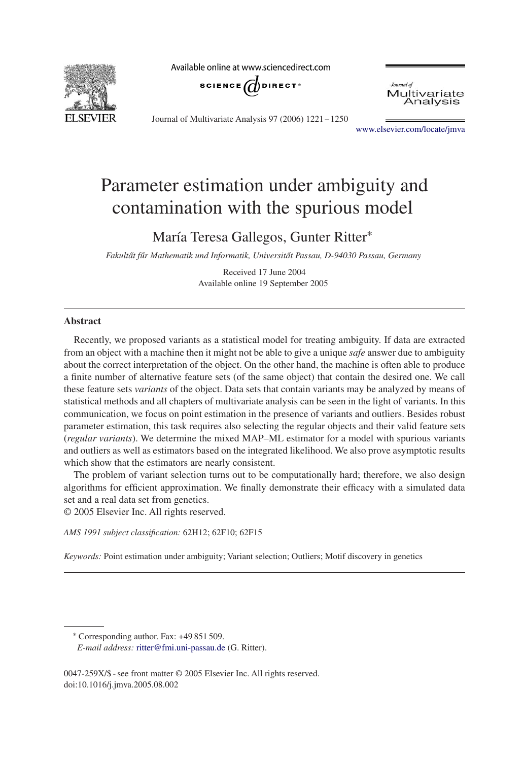# Parameter estimation under ambiguity and contamination with the spurious model

María Teresa Gallegos, Gunter Ritter*

*Fakultät für Mathematik und Informatik, Universität Passau, D-94030 Passau, Germany*

Received 17 June 2004

Available online 19 September 2005

## Abstract

Recently, we proposed variants as a statistical model for treating ambiguity. If data are extracted from an object with a machine then it might not be able to give a unique *safe* answer due to ambiguity about the correct interpretation of the object. On the other hand, the machine is often able to produce a finite number of alternative feature sets (of the same object) that contain the desired one. We call these feature sets *variants* of the object. Data sets that contain variants may be analyzed by means of statistical methods and all chapters of multivariate analysis can be seen in the light of variants. In this communication, we focus on point estimation in the presence of variants and outliers. Besides robust parameter estimation, this task requires also selecting the regular objects and their valid feature sets (*regular variants*). We determine the mixed MAP–ML estimator for a model with spurious variants and outliers as well as estimators based on the integrated likelihood. We also prove asymptotic results which show that the estimators are nearly consistent.

The problem of variant selection turns out to be computationally hard; therefore, we also design algorithms for efficient approximation. We finally demonstrate their efficacy with a simulated data set and a real data set from genetics.

© 2005 Elsevier Inc. All rights reserved.

*AMS 1991 subject classification:* 62H12; 62F10; 62F15

*Keywords:* Point estimation under ambiguity; Variant selection; Outliers; Motif discovery in genetics

---

* Corresponding author. Fax: +49 851 509.

*E-mail address:* ritter@fmi.uni-passau.de (G. Ritter).

0047-259X/$ - see front matter © 2005 Elsevier Inc. All rights reserved.
doi:10.1016/j.jmva.2005.08.002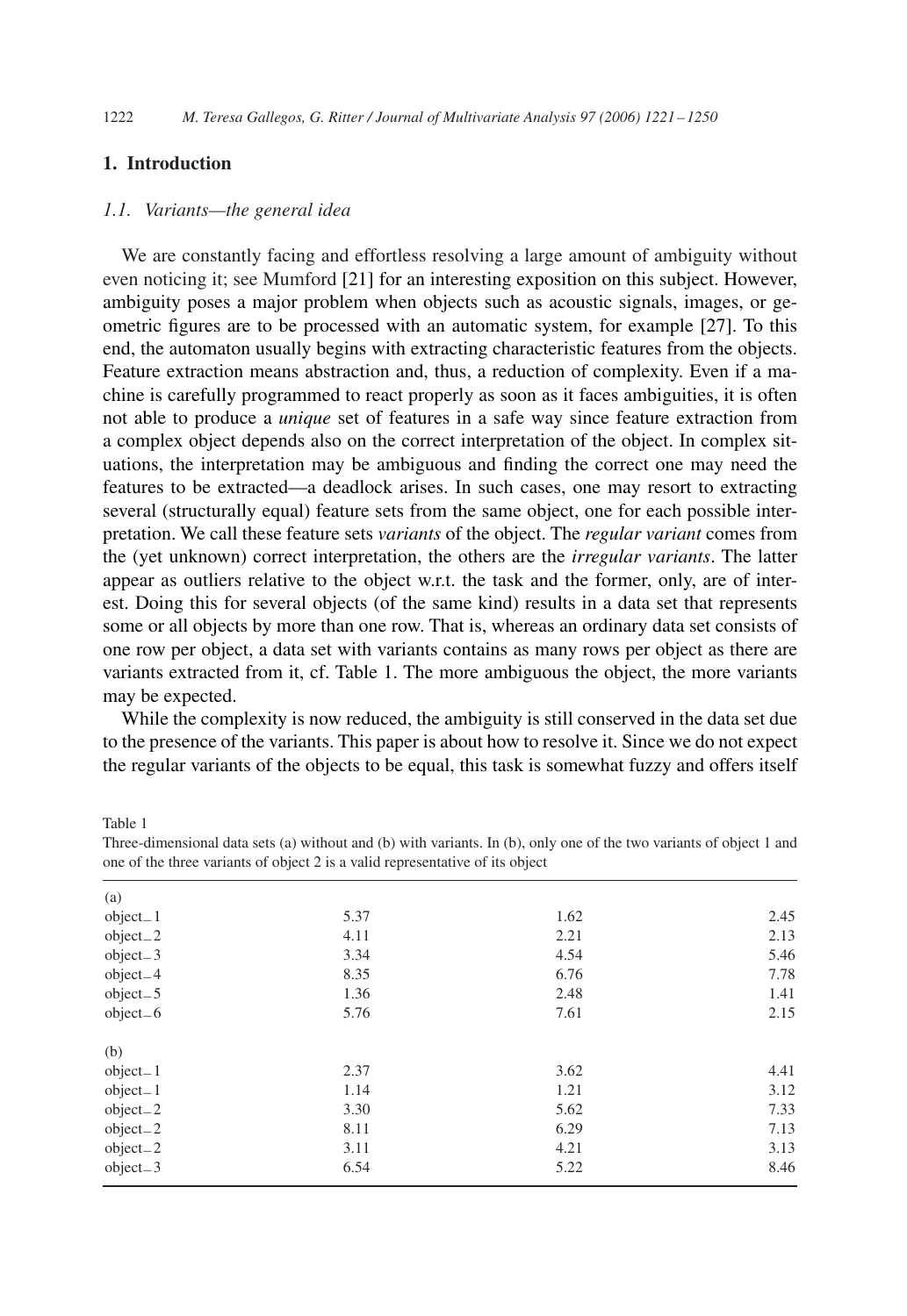## 1. Introduction

### 1.1. Variants—the general idea

We are constantly facing and effortless resolving a large amount of ambiguity without even noticing it; see Mumford [21] for an interesting exposition on this subject. However, ambiguity poses a major problem when objects such as acoustic signals, images, or geometric figures are to be processed with an automatic system, for example [27]. To this end, the automaton usually begins with extracting characteristic features from the objects. Feature extraction means abstraction and, thus, a reduction of complexity. Even if a machine is carefully programmed to react properly as soon as it faces ambiguities, it is often not able to produce a *unique* set of features in a safe way since feature extraction from a complex object depends also on the correct interpretation of the object. In complex situations, the interpretation may be ambiguous and finding the correct one may need the features to be extracted—a deadlock arises. In such cases, one may resort to extracting several (structurally equal) feature sets from the same object, one for each possible interpretation. We call these feature sets *variants* of the object. The *regular variant* comes from the (yet unknown) correct interpretation, the others are the *irregular variants*. The latter appear as outliers relative to the object w.r.t. the task and the former, only, are of interest. Doing this for several objects (of the same kind) results in a data set that represents some or all objects by more than one row. That is, whereas an ordinary data set consists of one row per object, a data set with variants contains as many rows per object as there are variants extracted from it, cf. Table 1. The more ambiguous the object, the more variants may be expected.

While the complexity is now reduced, the ambiguity is still conserved in the data set due to the presence of the variants. This paper is about how to resolve it. Since we do not expect the regular variants of the objects to be equal, this task is somewhat fuzzy and offers itself

Table 1
Three-dimensional data sets (a) without and (b) with variants. In (b), only one of the two variants of object 1 and one of the three variants of object 2 is a valid representative of its object

| | | | |
|---|---|---|---|
| (a) | | | |
| object_1 | 5.37 | 1.62 | 2.45 |
| object_2 | 4.11 | 2.21 | 2.13 |
| object_3 | 3.34 | 4.54 | 5.46 |
| object_4 | 8.35 | 6.76 | 7.78 |
| object_5 | 1.36 | 2.48 | 1.41 |
| object_6 | 5.76 | 7.61 | 2.15 |
| (b) | | | |
| object_1 | 2.37 | 3.62 | 4.41 |
| object_1 | 1.14 | 1.21 | 3.12 |
| object_2 | 3.30 | 5.62 | 7.33 |
| object_2 | 8.11 | 6.29 | 7.13 |
| object_2 | 3.11 | 4.21 | 3.13 |
| object_3 | 6.54 | 5.22 | 8.46 |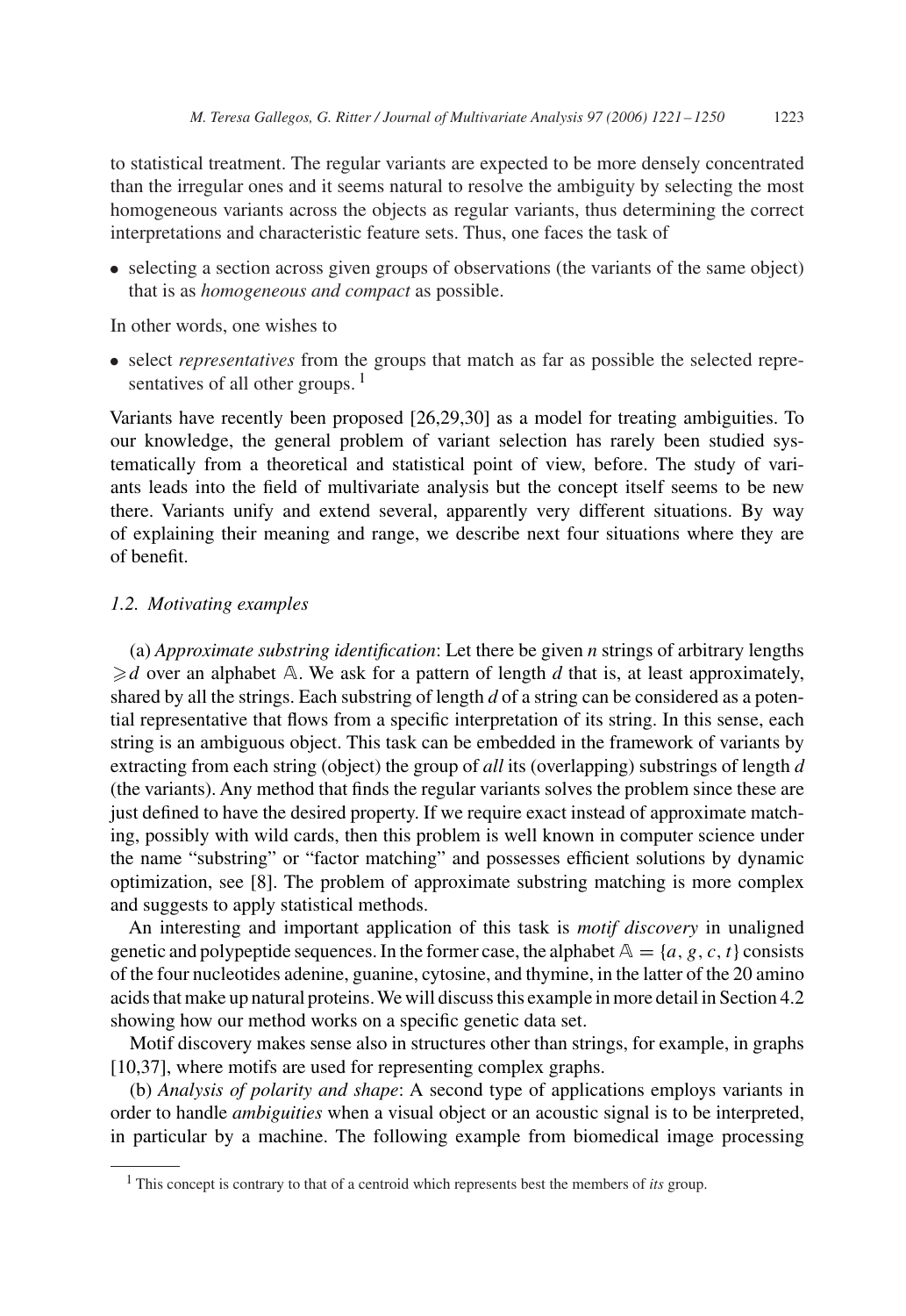to statistical treatment. The regular variants are expected to be more densely concentrated than the irregular ones and it seems natural to resolve the ambiguity by selecting the most homogeneous variants across the objects as regular variants, thus determining the correct interpretations and characteristic feature sets. Thus, one faces the task of

- selecting a section across given groups of observations (the variants of the same object) that is as *homogeneous and compact* as possible.

In other words, one wishes to

- select *representatives* from the groups that match as far as possible the selected representatives of all other groups. [1]

Variants have recently been proposed [26,29,30] as a model for treating ambiguities. To our knowledge, the general problem of variant selection has rarely been studied systematically from a theoretical and statistical point of view, before. The study of variants leads into the field of multivariate analysis but the concept itself seems to be new there. Variants unify and extend several, apparently very different situations. By way of explaining their meaning and range, we describe next four situations where they are of benefit.

### 1.2. Motivating examples

(a) *Approximate substring identification*: Let there be given $n$ strings of arbitrary lengths $\geqslant d$ over an alphabet $\mathbb{A}$. We ask for a pattern of length $d$ that is, at least approximately, shared by all the strings. Each substring of length $d$ of a string can be considered as a potential representative that flows from a specific interpretation of its string. In this sense, each string is an ambiguous object. This task can be embedded in the framework of variants by extracting from each string (object) the group of *all* its (overlapping) substrings of length $d$ (the variants). Any method that finds the regular variants solves the problem since these are just defined to have the desired property. If we require exact instead of approximate matching, possibly with wild cards, then this problem is well known in computer science under the name "substring" or "factor matching" and possesses efficient solutions by dynamic optimization, see [8]. The problem of approximate substring matching is more complex and suggests to apply statistical methods.

An interesting and important application of this task is *motif discovery* in unaligned genetic and polypeptide sequences. In the former case, the alphabet $\mathbb{A} = \{a, g, c, t\}$ consists of the four nucleotides adenine, guanine, cytosine, and thymine, in the latter of the 20 amino acids that make up natural proteins. We will discuss this example in more detail in Section 4.2 showing how our method works on a specific genetic data set.

Motif discovery makes sense also in structures other than strings, for example, in graphs [10,37], where motifs are used for representing complex graphs.

(b) *Analysis of polarity and shape*: A second type of applications employs variants in order to handle *ambiguities* when a visual object or an acoustic signal is to be interpreted, in particular by a machine. The following example from biomedical image processing

---

[1] This concept is contrary to that of a centroid which represents best the members of *its* group.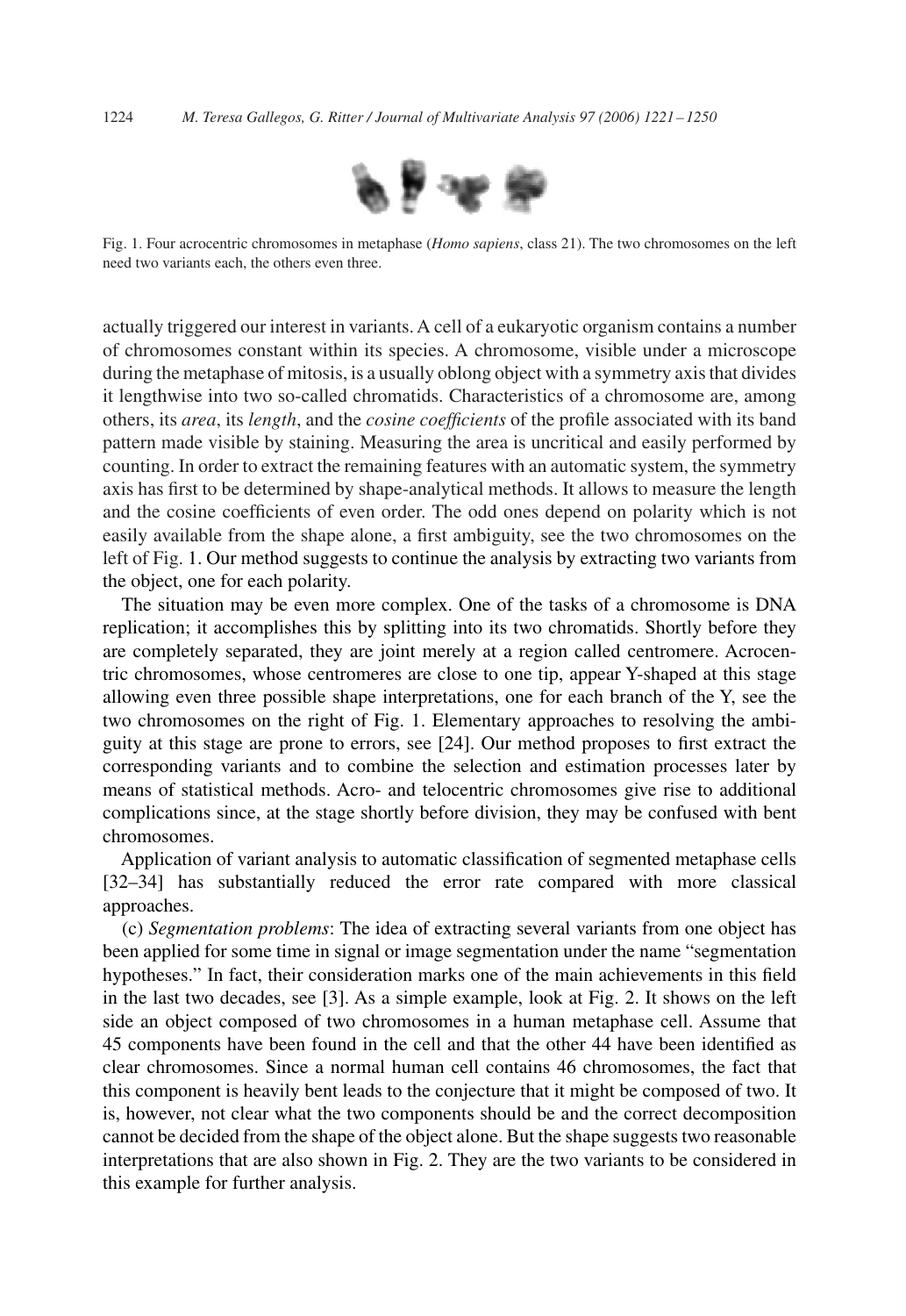Fig. 1. Four acrocentric chromosomes in metaphase (*Homo sapiens*, class 21). The two chromosomes on the left need two variants each, the others even three.

actually triggered our interest in variants. A cell of a eukaryotic organism contains a number of chromosomes constant within its species. A chromosome, visible under a microscope during the metaphase of mitosis, is a usually oblong object with a symmetry axis that divides it lengthwise into two so-called chromatids. Characteristics of a chromosome are, among others, its *area*, its *length*, and the *cosine coefficients* of the profile associated with its band pattern made visible by staining. Measuring the area is uncritical and easily performed by counting. In order to extract the remaining features with an automatic system, the symmetry axis has first to be determined by shape-analytical methods. It allows to measure the length and the cosine coefficients of even order. The odd ones depend on polarity which is not easily available from the shape alone, a first ambiguity, see the two chromosomes on the left of Fig. 1. Our method suggests to continue the analysis by extracting two variants from the object, one for each polarity.

The situation may be even more complex. One of the tasks of a chromosome is DNA replication; it accomplishes this by splitting into its two chromatids. Shortly before they are completely separated, they are joint merely at a region called centromere. Acrocentric chromosomes, whose centromeres are close to one tip, appear Y-shaped at this stage allowing even three possible shape interpretations, one for each branch of the Y, see the two chromosomes on the right of Fig. 1. Elementary approaches to resolving the ambiguity at this stage are prone to errors, see [24]. Our method proposes to first extract the corresponding variants and to combine the selection and estimation processes later by means of statistical methods. Acro- and telocentric chromosomes give rise to additional complications since, at the stage shortly before division, they may be confused with bent chromosomes.

Application of variant analysis to automatic classification of segmented metaphase cells [32–34] has substantially reduced the error rate compared with more classical approaches.

(c) *Segmentation problems*: The idea of extracting several variants from one object has been applied for some time in signal or image segmentation under the name "segmentation hypotheses." In fact, their consideration marks one of the main achievements in this field in the last two decades, see [3]. As a simple example, look at Fig. 2. It shows on the left side an object composed of two chromosomes in a human metaphase cell. Assume that 45 components have been found in the cell and that the other 44 have been identified as clear chromosomes. Since a normal human cell contains 46 chromosomes, the fact that this component is heavily bent leads to the conjecture that it might be composed of two. It is, however, not clear what the two components should be and the correct decomposition cannot be decided from the shape of the object alone. But the shape suggests two reasonable interpretations that are also shown in Fig. 2. They are the two variants to be considered in this example for further analysis.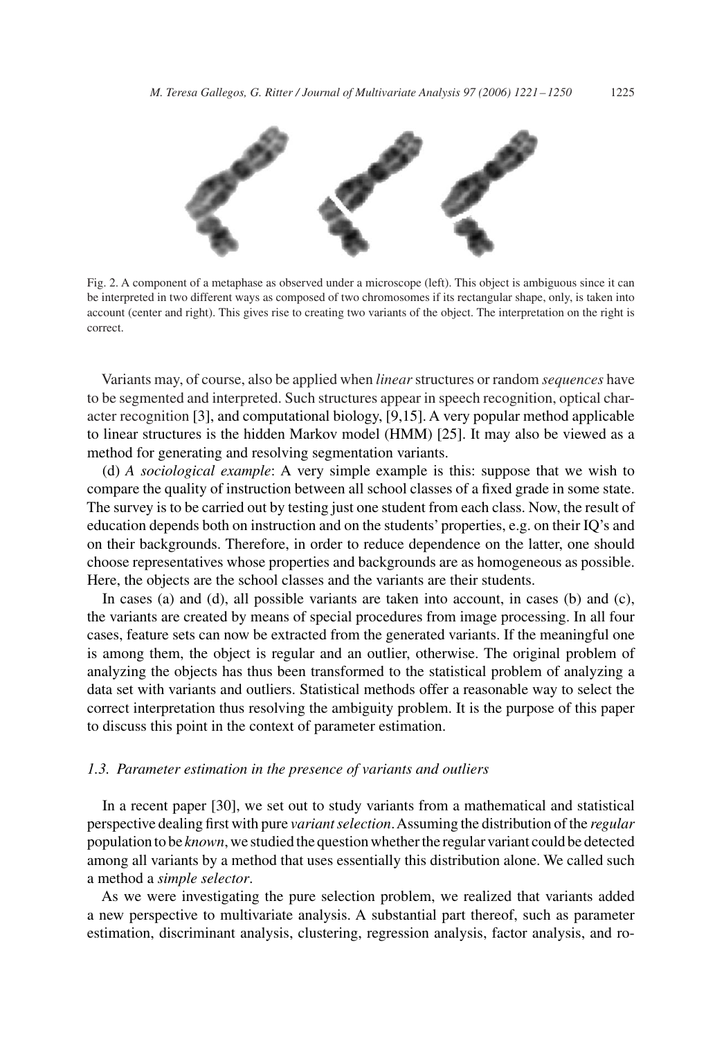Fig. 2. A component of a metaphase as observed under a microscope (left). This object is ambiguous since it can be interpreted in two different ways as composed of two chromosomes if its rectangular shape, only, is taken into account (center and right). This gives rise to creating two variants of the object. The interpretation on the right is correct.

Variants may, of course, also be applied when *linear* structures or random *sequences* have to be segmented and interpreted. Such structures appear in speech recognition, optical character recognition [3], and computational biology, [9,15]. A very popular method applicable to linear structures is the hidden Markov model (HMM) [25]. It may also be viewed as a method for generating and resolving segmentation variants.

(d) *A sociological example*: A very simple example is this: suppose that we wish to compare the quality of instruction between all school classes of a fixed grade in some state. The survey is to be carried out by testing just one student from each class. Now, the result of education depends both on instruction and on the students' properties, e.g. on their IQ's and on their backgrounds. Therefore, in order to reduce dependence on the latter, one should choose representatives whose properties and backgrounds are as homogeneous as possible. Here, the objects are the school classes and the variants are their students.

In cases (a) and (d), all possible variants are taken into account, in cases (b) and (c), the variants are created by means of special procedures from image processing. In all four cases, feature sets can now be extracted from the generated variants. If the meaningful one is among them, the object is regular and an outlier, otherwise. The original problem of analyzing the objects has thus been transformed to the statistical problem of analyzing a data set with variants and outliers. Statistical methods offer a reasonable way to select the correct interpretation thus resolving the ambiguity problem. It is the purpose of this paper to discuss this point in the context of parameter estimation.

### 1.3. Parameter estimation in the presence of variants and outliers

In a recent paper [30], we set out to study variants from a mathematical and statistical perspective dealing first with pure *variant selection*. Assuming the distribution of the *regular* population to be *known*, we studied the question whether the regular variant could be detected among all variants by a method that uses essentially this distribution alone. We called such a method a *simple selector*.

As we were investigating the pure selection problem, we realized that variants added a new perspective to multivariate analysis. A substantial part thereof, such as parameter estimation, discriminant analysis, clustering, regression analysis, factor analysis, and ro-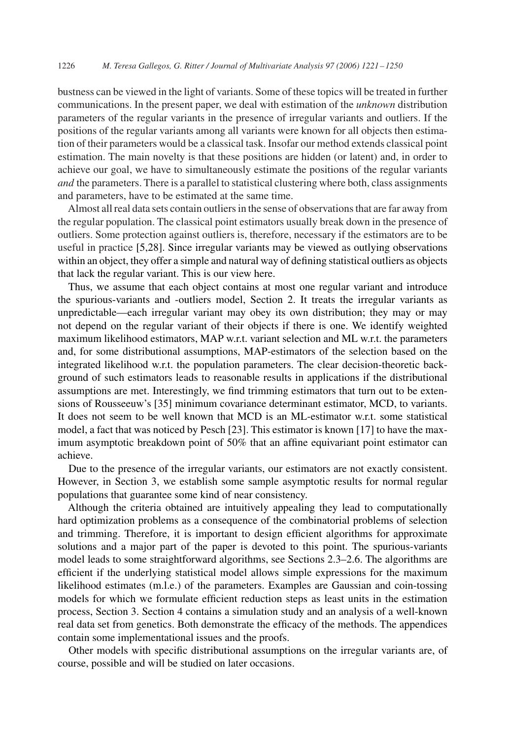bustness can be viewed in the light of variants. Some of these topics will be treated in further communications. In the present paper, we deal with estimation of the *unknown* distribution parameters of the regular variants in the presence of irregular variants and outliers. If the positions of the regular variants among all variants were known for all objects then estimation of their parameters would be a classical task. Insofar our method extends classical point estimation. The main novelty is that these positions are hidden (or latent) and, in order to achieve our goal, we have to simultaneously estimate the positions of the regular variants *and* the parameters. There is a parallel to statistical clustering where both, class assignments and parameters, have to be estimated at the same time.

Almost all real data sets contain outliers in the sense of observations that are far away from the regular population. The classical point estimators usually break down in the presence of outliers. Some protection against outliers is, therefore, necessary if the estimators are to be useful in practice [5,28]. Since irregular variants may be viewed as outlying observations within an object, they offer a simple and natural way of defining statistical outliers as objects that lack the regular variant. This is our view here.

Thus, we assume that each object contains at most one regular variant and introduce the spurious-variants and -outliers model, Section 2. It treats the irregular variants as unpredictable—each irregular variant may obey its own distribution; they may or may not depend on the regular variant of their objects if there is one. We identify weighted maximum likelihood estimators, MAP w.r.t. variant selection and ML w.r.t. the parameters and, for some distributional assumptions, MAP-estimators of the selection based on the integrated likelihood w.r.t. the population parameters. The clear decision-theoretic background of such estimators leads to reasonable results in applications if the distributional assumptions are met. Interestingly, we find trimming estimators that turn out to be extensions of Rousseeuw's [35] minimum covariance determinant estimator, MCD, to variants. It does not seem to be well known that MCD is an ML-estimator w.r.t. some statistical model, a fact that was noticed by Pesch [23]. This estimator is known [17] to have the maximum asymptotic breakdown point of 50% that an affine equivariant point estimator can achieve.

Due to the presence of the irregular variants, our estimators are not exactly consistent. However, in Section 3, we establish some sample asymptotic results for normal regular populations that guarantee some kind of near consistency.

Although the criteria obtained are intuitively appealing they lead to computationally hard optimization problems as a consequence of the combinatorial problems of selection and trimming. Therefore, it is important to design efficient algorithms for approximate solutions and a major part of the paper is devoted to this point. The spurious-variants model leads to some straightforward algorithms, see Sections 2.3–2.6. The algorithms are efficient if the underlying statistical model allows simple expressions for the maximum likelihood estimates (m.l.e.) of the parameters. Examples are Gaussian and coin-tossing models for which we formulate efficient reduction steps as least units in the estimation process, Section 3. Section 4 contains a simulation study and an analysis of a well-known real data set from genetics. Both demonstrate the efficacy of the methods. The appendices contain some implementational issues and the proofs.

Other models with specific distributional assumptions on the irregular variants are, of course, possible and will be studied on later occasions.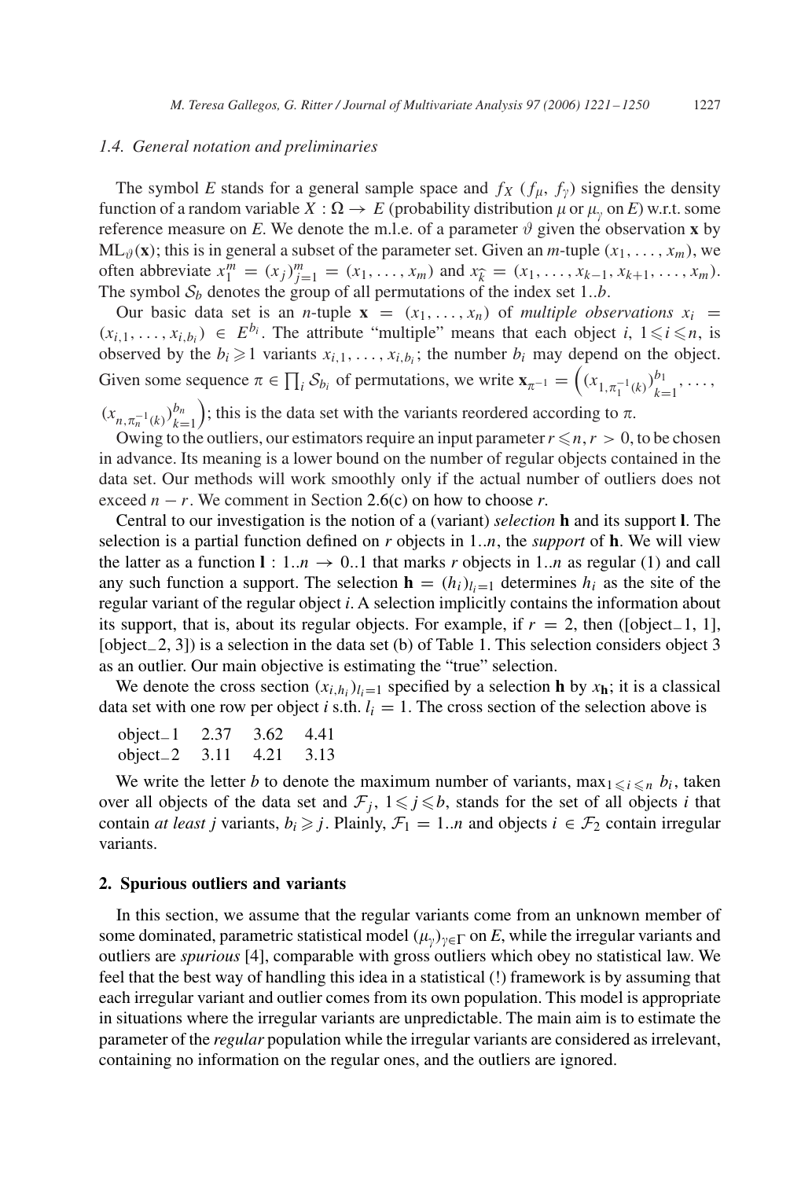### 1.4. General notation and preliminaries

The symbol $E$ stands for a general sample space and $f_X$ ($f_\mu$, $f_\gamma$) signifies the density function of a random variable $X : \Omega \to E$ (probability distribution $\mu$ or $\mu_\gamma$ on $E$) w.r.t. some reference measure on $E$. We denote the m.l.e. of a parameter $\vartheta$ given the observation $\mathbf{x}$ by $\mathrm{ML}_\vartheta(\mathbf{x})$; this is in general a subset of the parameter set. Given an $m$-tuple $(x_1, \ldots, x_m)$, we often abbreviate $x_1^m = (x_j)_{j=1}^m = (x_1, \ldots, x_m)$ and $x_{\widehat{k}} = (x_1, \ldots, x_{k-1}, x_{k+1}, \ldots, x_m)$. The symbol $\mathcal{S}_b$ denotes the group of all permutations of the index set $1..b$.

Our basic data set is an $n$-tuple $\mathbf{x} = (x_1, \ldots, x_n)$ of *multiple observations* $x_i = (x_{i,1}, \ldots, x_{i,b_i}) \in E^{b_i}$. The attribute "multiple" means that each object $i$, $1 \leqslant i \leqslant n$, is observed by the $b_i \geqslant 1$ variants $x_{i,1}, \ldots, x_{i,b_i}$; the number $b_i$ may depend on the object. Given some sequence $\pi \in \prod_i \mathcal{S}_{b_i}$ of permutations, we write $\mathbf{x}_{\pi^{-1}} = \left((x_{1,\pi_1^{-1}(k)})_{k=1}^{b_1}, \ldots, (x_{n,\pi_n^{-1}(k)})_{k=1}^{b_n}\right)$; this is the data set with the variants reordered according to $\pi$.

Owing to the outliers, our estimators require an input parameter $r \leqslant n$, $r > 0$, to be chosen in advance. Its meaning is a lower bound on the number of regular objects contained in the data set. Our methods will work smoothly only if the actual number of outliers does not exceed $n - r$. We comment in Section 2.6(c) on how to choose $r$.

Central to our investigation is the notion of a (variant) *selection* $\mathbf{h}$ and its support $\mathbf{l}$. The selection is a partial function defined on $r$ objects in $1..n$, the *support* of $\mathbf{h}$. We will view the latter as a function $\mathbf{l} : 1..n \to 0..1$ that marks $r$ objects in $1..n$ as regular (1) and call any such function a support. The selection $\mathbf{h} = (h_i)_{l_i=1}$ determines $h_i$ as the site of the regular variant of the regular object $i$. A selection implicitly contains the information about its support, that is, about its regular objects. For example, if $r = 2$, then ([object_1, 1], [object_2, 3]) is a selection in the data set (b) of Table 1. This selection considers object 3 as an outlier. Our main objective is estimating the "true" selection.

We denote the cross section $(x_{i,h_i})_{l_i=1}$ specified by a selection $\mathbf{h}$ by $x_\mathbf{h}$; it is a classical data set with one row per object $i$ s.th. $l_i = 1$. The cross section of the selection above is

| | | | |
|---|---|---|---|
| object_1 | 2.37 | 3.62 | 4.41 |
| object_2 | 3.11 | 4.21 | 3.13 |

We write the letter $b$ to denote the maximum number of variants, $\max_{1 \leqslant i \leqslant n} b_i$, taken over all objects of the data set and $\mathcal{F}_j$, $1 \leqslant j \leqslant b$, stands for the set of all objects $i$ that contain *at least* $j$ variants, $b_i \geqslant j$. Plainly, $\mathcal{F}_1 = 1..n$ and objects $i \in \mathcal{F}_2$ contain irregular variants.

## 2. Spurious outliers and variants

In this section, we assume that the regular variants come from an unknown member of some dominated, parametric statistical model $(\mu_\gamma)_{\gamma \in \Gamma}$ on $E$, while the irregular variants and outliers are *spurious* [4], comparable with gross outliers which obey no statistical law. We feel that the best way of handling this idea in a statistical (!) framework is by assuming that each irregular variant and outlier comes from its own population. This model is appropriate in situations where the irregular variants are unpredictable. The main aim is to estimate the parameter of the *regular* population while the irregular variants are considered as irrelevant, containing no information on the regular ones, and the outliers are ignored.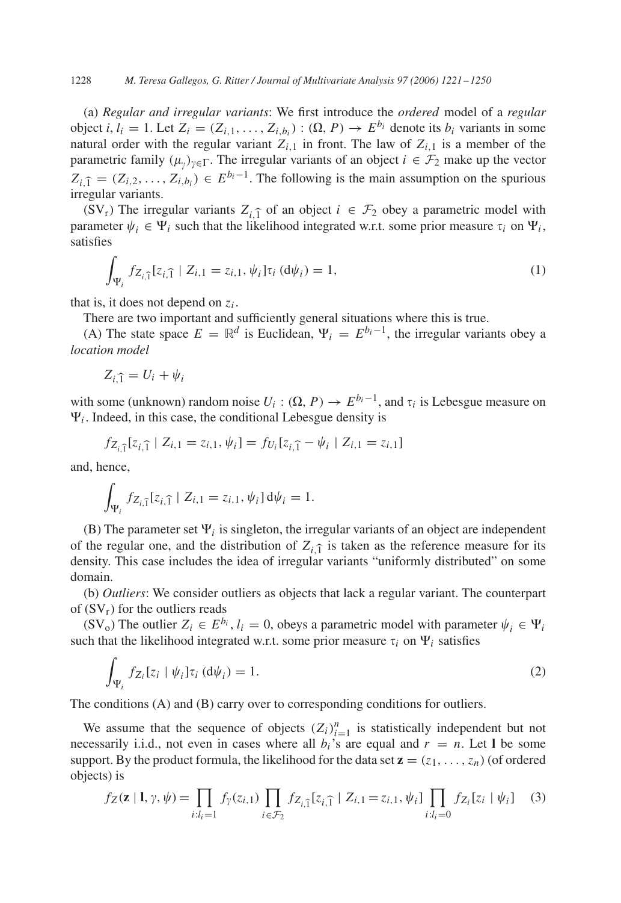(a) *Regular and irregular variants*: We first introduce the *ordered* model of a *regular* object $i$, $l_i = 1$. Let $Z_i = (Z_{i,1}, \ldots, Z_{i,b_i}) : (\Omega, P) \to E^{b_i}$ denote its $b_i$ variants in some natural order with the regular variant $Z_{i,1}$ in front. The law of $Z_{i,1}$ is a member of the parametric family $(\mu_\gamma)_{\gamma \in \Gamma}$. The irregular variants of an object $i \in \mathcal{F}_2$ make up the vector $Z_{i,\widehat{1}} = (Z_{i,2}, \ldots, Z_{i,b_i}) \in E^{b_i - 1}$. The following is the main assumption on the spurious irregular variants.

($\mathrm{SV_r}$) The irregular variants $Z_{i,\widehat{1}}$ of an object $i \in \mathcal{F}_2$ obey a parametric model with parameter $\psi_i \in \Psi_i$ such that the likelihood integrated w.r.t. some prior measure $\tau_i$ on $\Psi_i$, satisfies

$$\int_{\Psi_i} f_{Z_{i,\widehat{1}}}[z_{i,\widehat{1}} \mid Z_{i,1} = z_{i,1}, \psi_i] \tau_i\,(\mathrm{d}\psi_i) = 1, \tag{1}$$

that is, it does not depend on $z_i$.

There are two important and sufficiently general situations where this is true.

(A) The state space $E = \mathbb{R}^d$ is Euclidean, $\Psi_i = E^{b_i - 1}$, the irregular variants obey a *location model*

$$Z_{i,\widehat{1}} = U_i + \psi_i$$

with some (unknown) random noise $U_i : (\Omega, P) \to E^{b_i - 1}$, and $\tau_i$ is Lebesgue measure on $\Psi_i$. Indeed, in this case, the conditional Lebesgue density is

$$f_{Z_{i,\widehat{1}}}[z_{i,\widehat{1}} \mid Z_{i,1} = z_{i,1}, \psi_i] = f_{U_i}[z_{i,\widehat{1}} - \psi_i \mid Z_{i,1} = z_{i,1}]$$

and, hence,

$$\int_{\Psi_i} f_{Z_{i,\widehat{1}}}[z_{i,\widehat{1}} \mid Z_{i,1} = z_{i,1}, \psi_i]\,\mathrm{d}\psi_i = 1.$$

(B) The parameter set $\Psi_i$ is singleton, the irregular variants of an object are independent of the regular one, and the distribution of $Z_{i,\widehat{1}}$ is taken as the reference measure for its density. This case includes the idea of irregular variants "uniformly distributed" on some domain.

(b) *Outliers*: We consider outliers as objects that lack a regular variant. The counterpart of ($\mathrm{SV_r}$) for the outliers reads

($\mathrm{SV_o}$) The outlier $Z_i \in E^{b_i}$, $l_i = 0$, obeys a parametric model with parameter $\psi_i \in \Psi_i$ such that the likelihood integrated w.r.t. some prior measure $\tau_i$ on $\Psi_i$ satisfies

$$\int_{\Psi_i} f_{Z_i}[z_i \mid \psi_i] \tau_i\,(\mathrm{d}\psi_i) = 1. \tag{2}$$

The conditions (A) and (B) carry over to corresponding conditions for outliers.

We assume that the sequence of objects $(Z_i)_{i=1}^n$ is statistically independent but not necessarily i.i.d., not even in cases where all $b_i$'s are equal and $r = n$. Let $\mathbf{l}$ be some support. By the product formula, the likelihood for the data set $\mathbf{z} = (z_1, \ldots, z_n)$ (of ordered objects) is

$$f_Z(\mathbf{z} \mid \mathbf{l}, \gamma, \psi) = \prod_{i:l_i=1} f_\gamma(z_{i,1}) \prod_{i \in \mathcal{F}_2} f_{Z_{i,\widehat{1}}}[z_{i,\widehat{1}} \mid Z_{i,1} = z_{i,1}, \psi_i] \prod_{i:l_i=0} f_{Z_i}[z_i \mid \psi_i] \tag{3}$$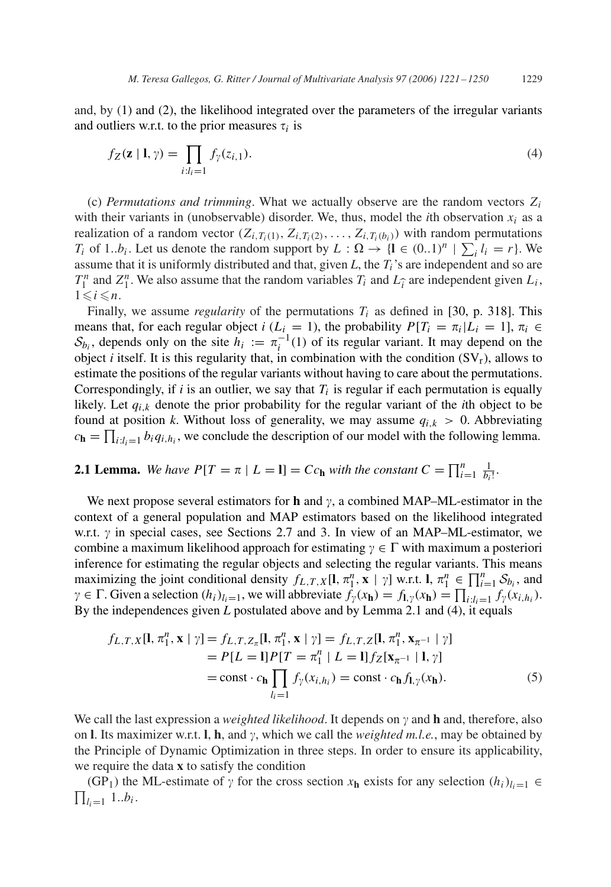and, by (1) and (2), the likelihood integrated over the parameters of the irregular variants and outliers w.r.t. to the prior measures $\tau_i$ is

$$f_Z(\mathbf{z} \mid \mathbf{l}, \gamma) = \prod_{i:l_i=1} f_\gamma(z_{i,1}). \tag{4}$$

(c) *Permutations and trimming*. What we actually observe are the random vectors $Z_i$ with their variants in (unobservable) disorder. We, thus, model the $i$th observation $x_i$ as a realization of a random vector $(Z_{i,T_i(1)}, Z_{i,T_i(2)}, \ldots, Z_{i,T_i(b_i)})$ with random permutations $T_i$ of $1..b_i$. Let us denote the random support by $L : \Omega \to \{\mathbf{l} \in (0..1)^n \mid \sum_i l_i = r\}$. We assume that it is uniformly distributed and that, given $L$, the $T_i$'s are independent and so are $T_1^n$ and $Z_1^n$. We also assume that the random variables $T_i$ and $L_{\widehat{i}}$ are independent given $L_i$, $1 \leqslant i \leqslant n$.

Finally, we assume *regularity* of the permutations $T_i$ as defined in [30, p. 318]. This means that, for each regular object $i$ ($L_i = 1$), the probability $P[T_i = \pi_i | L_i = 1]$, $\pi_i \in \mathcal{S}_{b_i}$, depends only on the site $h_i := \pi_i^{-1}(1)$ of its regular variant. It may depend on the object $i$ itself. It is this regularity that, in combination with the condition ($\mathrm{SV_r}$), allows to estimate the positions of the regular variants without having to care about the permutations. Correspondingly, if $i$ is an outlier, we say that $T_i$ is regular if each permutation is equally likely. Let $q_{i,k}$ denote the prior probability for the regular variant of the $i$th object to be found at position $k$. Without loss of generality, we may assume $q_{i,k} > 0$. Abbreviating $c_\mathbf{h} = \prod_{i:l_i=1} b_i q_{i,h_i}$, we conclude the description of our model with the following lemma.

**2.1 Lemma.** *We have* $P[T = \pi \mid L = \mathbf{l}] = C c_\mathbf{h}$ *with the constant* $C = \prod_{i=1}^n \frac{1}{b_i!}$.

We next propose several estimators for $\mathbf{h}$ and $\gamma$, a combined MAP–ML-estimator in the context of a general population and MAP estimators based on the likelihood integrated w.r.t. $\gamma$ in special cases, see Sections 2.7 and 3. In view of an MAP–ML-estimator, we combine a maximum likelihood approach for estimating $\gamma \in \Gamma$ with maximum a posteriori inference for estimating the regular objects and selecting the regular variants. This means maximizing the joint conditional density $f_{L,T,X}[\mathbf{l}, \pi_1^n, \mathbf{x} \mid \gamma]$ w.r.t. $\mathbf{l}$, $\pi_1^n \in \prod_{i=1}^n \mathcal{S}_{b_i}$, and $\gamma \in \Gamma$. Given a selection $(h_i)_{l_i=1}$, we will abbreviate $f_\gamma(x_\mathbf{h}) = f_{\mathbf{l},\gamma}(x_\mathbf{h}) = \prod_{i:l_i=1} f_\gamma(x_{i,h_i})$. By the independences given $L$ postulated above and by Lemma 2.1 and (4), it equals

$$\begin{aligned}
f_{L,T,X}[\mathbf{l}, \pi_1^n, \mathbf{x} \mid \gamma] &= f_{L,T,Z_\pi}[\mathbf{l}, \pi_1^n, \mathbf{x} \mid \gamma] = f_{L,T,Z}[\mathbf{l}, \pi_1^n, \mathbf{x}_{\pi^{-1}} \mid \gamma] \\
&= P[L = \mathbf{l}] P[T = \pi_1^n \mid L = \mathbf{l}] f_Z[\mathbf{x}_{\pi^{-1}} \mid \mathbf{l}, \gamma] \\
&= \mathrm{const} \cdot c_\mathbf{h} \prod_{l_i=1} f_\gamma(x_{i,h_i}) = \mathrm{const} \cdot c_\mathbf{h} f_{\mathbf{l},\gamma}(x_\mathbf{h}).
\end{aligned} \tag{5}$$

We call the last expression a *weighted likelihood*. It depends on $\gamma$ and $\mathbf{h}$ and, therefore, also on $\mathbf{l}$. Its maximizer w.r.t. $\mathbf{l}$, $\mathbf{h}$, and $\gamma$, which we call the *weighted m.l.e.*, may be obtained by the Principle of Dynamic Optimization in three steps. In order to ensure its applicability, we require the data $\mathbf{x}$ to satisfy the condition

($\mathrm{GP_1}$) the ML-estimate of $\gamma$ for the cross section $x_\mathbf{h}$ exists for any selection $(h_i)_{l_i=1} \in \prod_{l_i=1} 1..b_i$.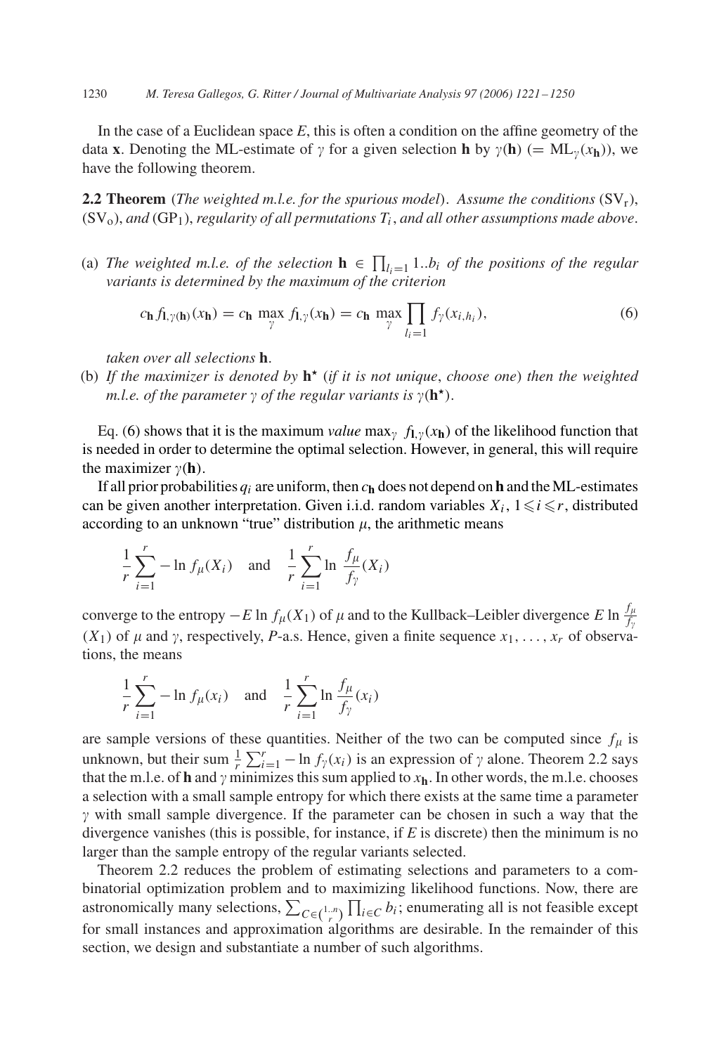In the case of a Euclidean space $E$, this is often a condition on the affine geometry of the data $\mathbf{x}$. Denoting the ML-estimate of $\gamma$ for a given selection $\mathbf{h}$ by $\gamma(\mathbf{h})$ $(= \mathrm{ML}_\gamma(x_\mathbf{h}))$, we have the following theorem.

**2.2 Theorem** (*The weighted m.l.e. for the spurious model*). *Assume the conditions* $(\mathrm{SV_r})$, $(\mathrm{SV_o})$, *and* $(\mathrm{GP_1})$, *regularity of all permutations* $T_i$, *and all other assumptions made above*.

(a) *The weighted m.l.e. of the selection* $\mathbf{h} \in \prod_{l_i=1} 1..b_i$ *of the positions of the regular variants is determined by the maximum of the criterion*

$$c_\mathbf{h} f_{\mathbf{l},\gamma(\mathbf{h})}(x_\mathbf{h}) = c_\mathbf{h} \max_\gamma f_{\mathbf{l},\gamma}(x_\mathbf{h}) = c_\mathbf{h} \max_\gamma \prod_{l_i=1} f_\gamma(x_{i,h_i}), \tag{6}$$

*taken over all selections* $\mathbf{h}$.

(b) *If the maximizer is denoted by* $\mathbf{h}^\star$ (*if it is not unique*, *choose one*) *then the weighted m.l.e. of the parameter* $\gamma$ *of the regular variants is* $\gamma(\mathbf{h}^\star)$.

Eq. (6) shows that it is the maximum *value* $\max_\gamma f_{\mathbf{l},\gamma}(x_\mathbf{h})$ of the likelihood function that is needed in order to determine the optimal selection. However, in general, this will require the maximizer $\gamma(\mathbf{h})$.

If all prior probabilities $q_i$ are uniform, then $c_\mathbf{h}$ does not depend on $\mathbf{h}$ and the ML-estimates can be given another interpretation. Given i.i.d. random variables $X_i$, $1 \leqslant i \leqslant r$, distributed according to an unknown "true" distribution $\mu$, the arithmetic means

$$\frac{1}{r}\sum_{i=1}^{r} -\ln f_\mu(X_i) \quad \text{and} \quad \frac{1}{r}\sum_{i=1}^{r} \ln \frac{f_\mu}{f_\gamma}(X_i)$$

converge to the entropy $-E \ln f_\mu(X_1)$ of $\mu$ and to the Kullback–Leibler divergence $E \ln \frac{f_\mu}{f_\gamma}(X_1)$ of $\mu$ and $\gamma$, respectively, $P$-a.s. Hence, given a finite sequence $x_1, \ldots, x_r$ of observations, the means

$$\frac{1}{r}\sum_{i=1}^{r} -\ln f_\mu(x_i) \quad \text{and} \quad \frac{1}{r}\sum_{i=1}^{r} \ln \frac{f_\mu}{f_\gamma}(x_i)$$

are sample versions of these quantities. Neither of the two can be computed since $f_\mu$ is unknown, but their sum $\frac{1}{r}\sum_{i=1}^{r} -\ln f_\gamma(x_i)$ is an expression of $\gamma$ alone. Theorem 2.2 says that the m.l.e. of $\mathbf{h}$ and $\gamma$ minimizes this sum applied to $x_\mathbf{h}$. In other words, the m.l.e. chooses a selection with a small sample entropy for which there exists at the same time a parameter $\gamma$ with small sample divergence. If the parameter can be chosen in such a way that the divergence vanishes (this is possible, for instance, if $E$ is discrete) then the minimum is no larger than the sample entropy of the regular variants selected.

Theorem 2.2 reduces the problem of estimating selections and parameters to a combinatorial optimization problem and to maximizing likelihood functions. Now, there are astronomically many selections, $\sum_{C \in \binom{1..n}{r}} \prod_{i \in C} b_i$; enumerating all is not feasible except for small instances and approximation algorithms are desirable. In the remainder of this section, we design and substantiate a number of such algorithms.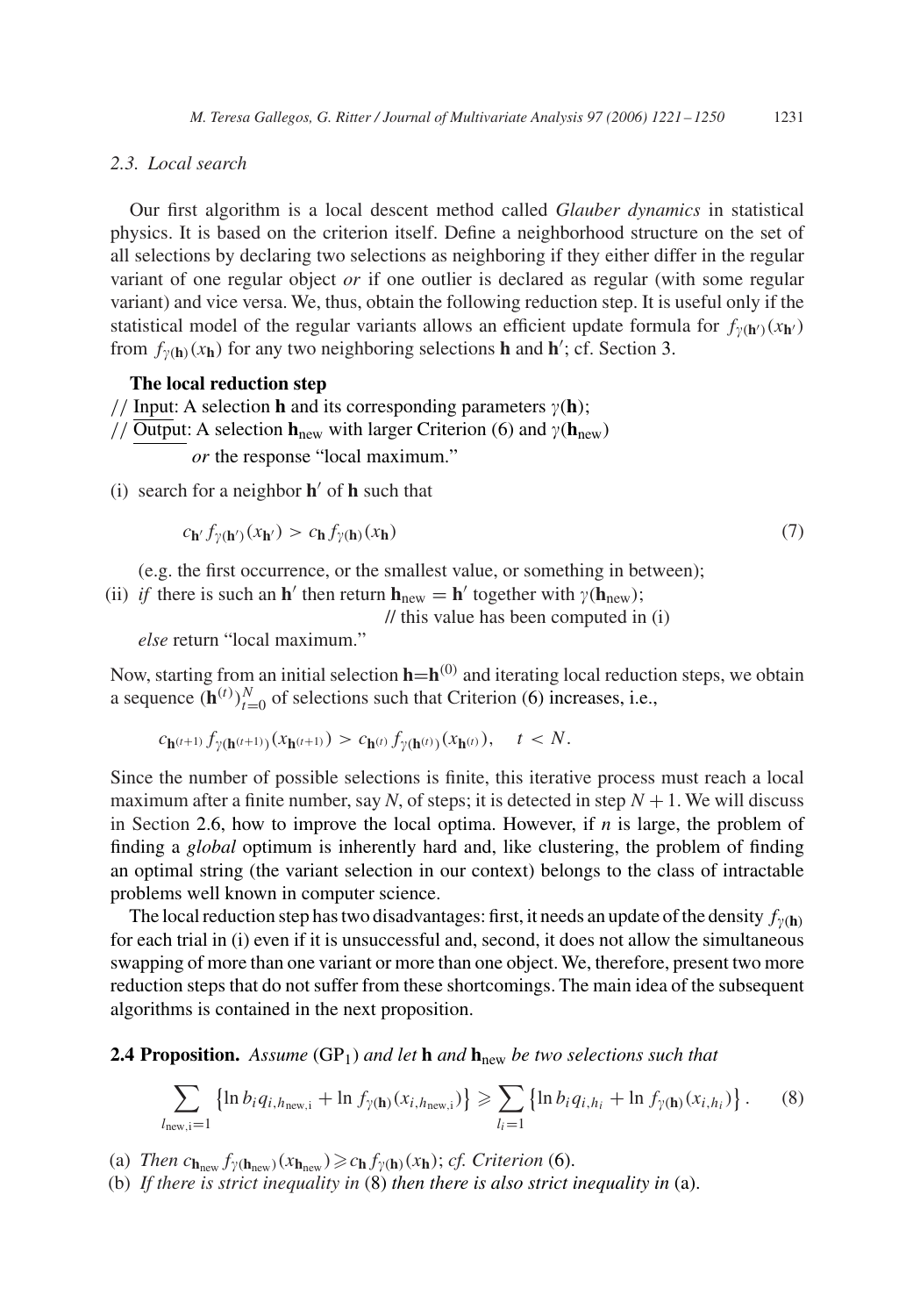### 2.3. Local search

Our first algorithm is a local descent method called *Glauber dynamics* in statistical physics. It is based on the criterion itself. Define a neighborhood structure on the set of all selections by declaring two selections as neighboring if they either differ in the regular variant of one regular object *or* if one outlier is declared as regular (with some regular variant) and vice versa. We, thus, obtain the following reduction step. It is useful only if the statistical model of the regular variants allows an efficient update formula for $f_{\gamma(\mathbf{h}')}(x_{\mathbf{h}'})$ from $f_{\gamma(\mathbf{h})}(x_{\mathbf{h}})$ for any two neighboring selections $\mathbf{h}$ and $\mathbf{h}'$; cf. Section 3.

**The local reduction step**

// Input: A selection $\mathbf{h}$ and its corresponding parameters $\gamma(\mathbf{h})$;
// Output: A selection $\mathbf{h}_{\text{new}}$ with larger Criterion (6) and $\gamma(\mathbf{h}_{\text{new}})$
*or* the response "local maximum."

(i) search for a neighbor $\mathbf{h}'$ of $\mathbf{h}$ such that

$$c_{\mathbf{h}'} f_{\gamma(\mathbf{h}')}(x_{\mathbf{h}'}) > c_{\mathbf{h}} f_{\gamma(\mathbf{h})}(x_{\mathbf{h}}) \tag{7}$$

(e.g. the first occurrence, or the smallest value, or something in between);

(ii) *if* there is such an $\mathbf{h}'$ then return $\mathbf{h}_{\text{new}} = \mathbf{h}'$ together with $\gamma(\mathbf{h}_{\text{new}})$;
// this value has been computed in (i)
*else* return "local maximum."

Now, starting from an initial selection $\mathbf{h}=\mathbf{h}^{(0)}$ and iterating local reduction steps, we obtain a sequence $(\mathbf{h}^{(t)})_{t=0}^{N}$ of selections such that Criterion (6) increases, i.e.,

$$c_{\mathbf{h}^{(t+1)}} f_{\gamma(\mathbf{h}^{(t+1)})}(x_{\mathbf{h}^{(t+1)}}) > c_{\mathbf{h}^{(t)}} f_{\gamma(\mathbf{h}^{(t)})}(x_{\mathbf{h}^{(t)}}), \quad t < N.$$

Since the number of possible selections is finite, this iterative process must reach a local maximum after a finite number, say $N$, of steps; it is detected in step $N+1$. We will discuss in Section 2.6, how to improve the local optima. However, if $n$ is large, the problem of finding a *global* optimum is inherently hard and, like clustering, the problem of finding an optimal string (the variant selection in our context) belongs to the class of intractable problems well known in computer science.

The local reduction step has two disadvantages: first, it needs an update of the density $f_{\gamma(\mathbf{h})}$ for each trial in (i) even if it is unsuccessful and, second, it does not allow the simultaneous swapping of more than one variant or more than one object. We, therefore, present two more reduction steps that do not suffer from these shortcomings. The main idea of the subsequent algorithms is contained in the next proposition.

**2.4 Proposition.** *Assume* (GP$_1$) *and let* $\mathbf{h}$ *and* $\mathbf{h}_{\text{new}}$ *be two selections such that*

$$\sum_{l_{\text{new},i}=1} \left\{ \ln b_i q_{i,h_{\text{new},i}} + \ln f_{\gamma(\mathbf{h})}(x_{i,h_{\text{new},i}}) \right\} \geqslant \sum_{l_i=1} \left\{ \ln b_i q_{i,h_i} + \ln f_{\gamma(\mathbf{h})}(x_{i,h_i}) \right\}. \tag{8}$$

(a) *Then* $c_{\mathbf{h}_{\text{new}}} f_{\gamma(\mathbf{h}_{\text{new}})}(x_{\mathbf{h}_{\text{new}}}) \geqslant c_{\mathbf{h}} f_{\gamma(\mathbf{h})}(x_{\mathbf{h}})$; *cf. Criterion* (6).

(b) *If there is strict inequality in* (8) *then there is also strict inequality in* (a).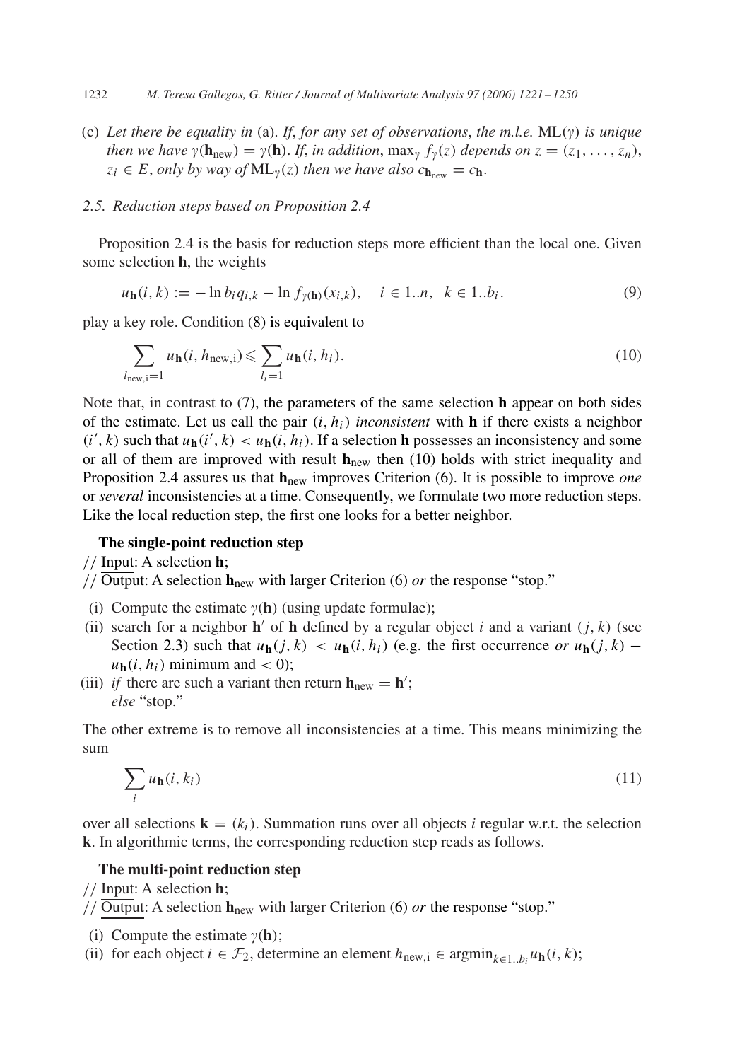(c) *Let there be equality in* (a). *If, for any set of observations, the m.l.e.* $\mathrm{ML}(\gamma)$ *is unique then we have* $\gamma(\mathbf{h}_{\text{new}}) = \gamma(\mathbf{h})$. *If, in addition,* $\max_\gamma f_\gamma(z)$ *depends on* $z = (z_1, \ldots, z_n)$, $z_i \in E$, *only by way of* $\mathrm{ML}_\gamma(z)$ *then we have also* $c_{\mathbf{h}_{\text{new}}} = c_{\mathbf{h}}$.

### 2.5. Reduction steps based on Proposition 2.4

Proposition 2.4 is the basis for reduction steps more efficient than the local one. Given some selection $\mathbf{h}$, the weights

$$u_{\mathbf{h}}(i,k) := -\ln b_i q_{i,k} - \ln f_{\gamma(\mathbf{h})}(x_{i,k}), \quad i \in 1..n, \;\; k \in 1..b_i. \tag{9}$$

play a key role. Condition (8) is equivalent to

$$\sum_{l_{\text{new,i}}=1} u_{\mathbf{h}}(i, h_{\text{new,i}}) \leqslant \sum_{l_i=1} u_{\mathbf{h}}(i, h_i). \tag{10}$$

Note that, in contrast to (7), the parameters of the same selection $\mathbf{h}$ appear on both sides of the estimate. Let us call the pair $(i, h_i)$ *inconsistent* with $\mathbf{h}$ if there exists a neighbor $(i', k)$ such that $u_{\mathbf{h}}(i', k) < u_{\mathbf{h}}(i, h_i)$. If a selection $\mathbf{h}$ possesses an inconsistency and some or all of them are improved with result $\mathbf{h}_{\text{new}}$ then (10) holds with strict inequality and Proposition 2.4 assures us that $\mathbf{h}_{\text{new}}$ improves Criterion (6). It is possible to improve *one* or *several* inconsistencies at a time. Consequently, we formulate two more reduction steps. Like the local reduction step, the first one looks for a better neighbor.

**The single-point reduction step**

// Input: A selection $\mathbf{h}$;

// Output: A selection $\mathbf{h}_{\text{new}}$ with larger Criterion (6) *or* the response "stop."

(i) Compute the estimate $\gamma(\mathbf{h})$ (using update formulae);

(ii) search for a neighbor $\mathbf{h}'$ of $\mathbf{h}$ defined by a regular object $i$ and a variant $(j, k)$ (see Section 2.3) such that $u_{\mathbf{h}}(j,k) < u_{\mathbf{h}}(i, h_i)$ (e.g. the first occurrence *or* $u_{\mathbf{h}}(j,k) - u_{\mathbf{h}}(i, h_i)$ minimum and $< 0$);

(iii) *if* there are such a variant then return $\mathbf{h}_{\text{new}} = \mathbf{h}'$;
*else* "stop."

The other extreme is to remove all inconsistencies at a time. This means minimizing the sum

$$\sum_i u_{\mathbf{h}}(i, k_i) \tag{11}$$

over all selections $\mathbf{k} = (k_i)$. Summation runs over all objects $i$ regular w.r.t. the selection $\mathbf{k}$. In algorithmic terms, the corresponding reduction step reads as follows.

**The multi-point reduction step**

// Input: A selection $\mathbf{h}$;

// Output: A selection $\mathbf{h}_{\text{new}}$ with larger Criterion (6) *or* the response "stop."

(i) Compute the estimate $\gamma(\mathbf{h})$;

(ii) for each object $i \in \mathcal{F}_2$, determine an element $h_{\text{new,i}} \in \operatorname{argmin}_{k \in 1..b_i} u_{\mathbf{h}}(i,k)$;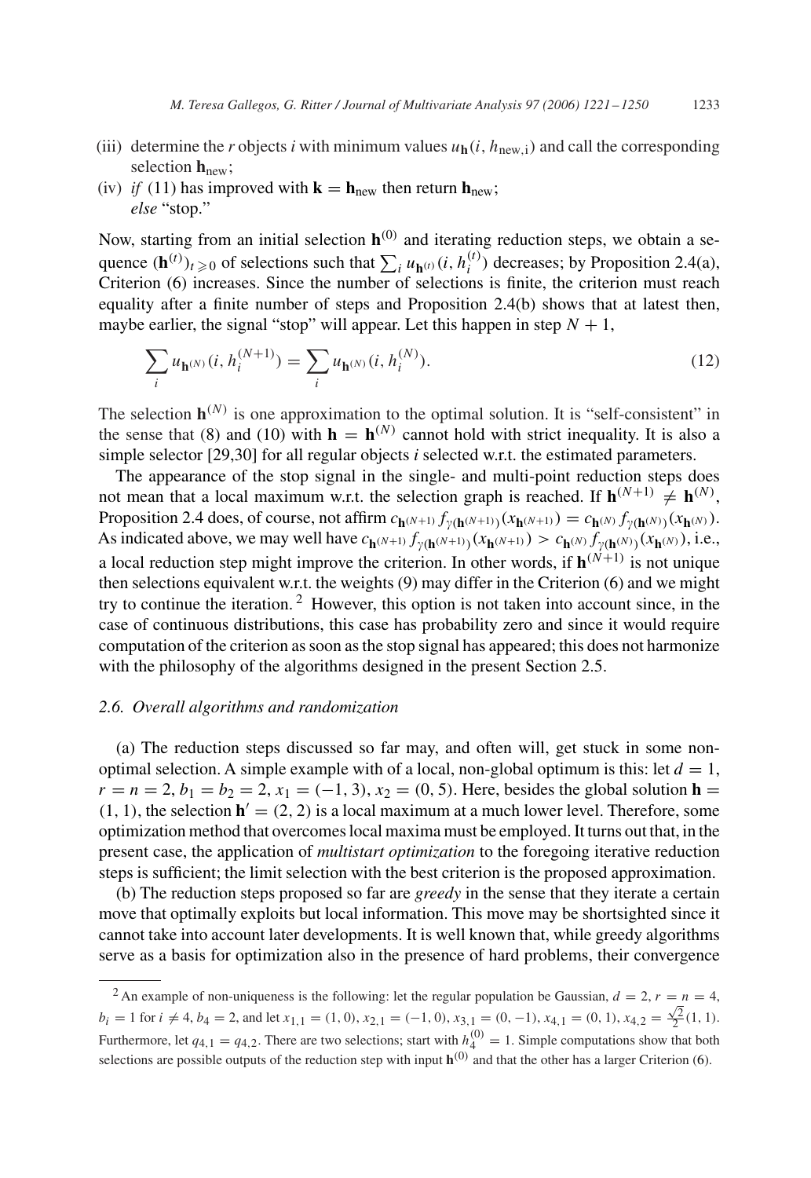(iii) determine the $r$ objects $i$ with minimum values $u_{\mathbf{h}}(i, h_{\text{new},i})$ and call the corresponding selection $\mathbf{h}_{\text{new}}$;

(iv) *if* (11) has improved with $\mathbf{k} = \mathbf{h}_{\text{new}}$ then return $\mathbf{h}_{\text{new}}$;
*else* "stop."

Now, starting from an initial selection $\mathbf{h}^{(0)}$ and iterating reduction steps, we obtain a sequence $(\mathbf{h}^{(t)})_{t \geqslant 0}$ of selections such that $\sum_i u_{\mathbf{h}^{(t)}}(i, h_i^{(t)})$ decreases; by Proposition 2.4(a), Criterion (6) increases. Since the number of selections is finite, the criterion must reach equality after a finite number of steps and Proposition 2.4(b) shows that at latest then, maybe earlier, the signal "stop" will appear. Let this happen in step $N + 1$,

$$\sum_i u_{\mathbf{h}^{(N)}}(i, h_i^{(N+1)}) = \sum_i u_{\mathbf{h}^{(N)}}(i, h_i^{(N)}). \tag{12}$$

The selection $\mathbf{h}^{(N)}$ is one approximation to the optimal solution. It is "self-consistent" in the sense that (8) and (10) with $\mathbf{h} = \mathbf{h}^{(N)}$ cannot hold with strict inequality. It is also a simple selector [29,30] for all regular objects $i$ selected w.r.t. the estimated parameters.

The appearance of the stop signal in the single- and multi-point reduction steps does not mean that a local maximum w.r.t. the selection graph is reached. If $\mathbf{h}^{(N+1)} \neq \mathbf{h}^{(N)}$, Proposition 2.4 does, of course, not affirm $c_{\mathbf{h}^{(N+1)}} f_{\gamma(\mathbf{h}^{(N+1)})}(x_{\mathbf{h}^{(N+1)}}) = c_{\mathbf{h}^{(N)}} f_{\gamma(\mathbf{h}^{(N)})}(x_{\mathbf{h}^{(N)}})$. As indicated above, we may well have $c_{\mathbf{h}^{(N+1)}} f_{\gamma(\mathbf{h}^{(N+1)})}(x_{\mathbf{h}^{(N+1)}}) > c_{\mathbf{h}^{(N)}} f_{\gamma(\mathbf{h}^{(N)})}(x_{\mathbf{h}^{(N)}})$, i.e., a local reduction step might improve the criterion. In other words, if $\mathbf{h}^{(N+1)}$ is not unique then selections equivalent w.r.t. the weights (9) may differ in the Criterion (6) and we might try to continue the iteration.[2] However, this option is not taken into account since, in the case of continuous distributions, this case has probability zero and since it would require computation of the criterion as soon as the stop signal has appeared; this does not harmonize with the philosophy of the algorithms designed in the present Section 2.5.

### 2.6. Overall algorithms and randomization

(a) The reduction steps discussed so far may, and often will, get stuck in some non-optimal selection. A simple example with of a local, non-global optimum is this: let $d = 1$, $r = n = 2$, $b_1 = b_2 = 2$, $x_1 = (-1, 3)$, $x_2 = (0, 5)$. Here, besides the global solution $\mathbf{h} = (1, 1)$, the selection $\mathbf{h}' = (2, 2)$ is a local maximum at a much lower level. Therefore, some optimization method that overcomes local maxima must be employed. It turns out that, in the present case, the application of *multistart optimization* to the foregoing iterative reduction steps is sufficient; the limit selection with the best criterion is the proposed approximation.

(b) The reduction steps proposed so far are *greedy* in the sense that they iterate a certain move that optimally exploits but local information. This move may be shortsighted since it cannot take into account later developments. It is well known that, while greedy algorithms serve as a basis for optimization also in the presence of hard problems, their convergence

---

[2] An example of non-uniqueness is the following: let the regular population be Gaussian, $d = 2$, $r = n = 4$, $b_i = 1$ for $i \neq 4$, $b_4 = 2$, and let $x_{1,1} = (1, 0)$, $x_{2,1} = (-1, 0)$, $x_{3,1} = (0, -1)$, $x_{4,1} = (0, 1)$, $x_{4,2} = \frac{\sqrt{2}}{2}(1, 1)$. Furthermore, let $q_{4,1} = q_{4,2}$. There are two selections; start with $h_4^{(0)} = 1$. Simple computations show that both selections are possible outputs of the reduction step with input $\mathbf{h}^{(0)}$ and that the other has a larger Criterion (6).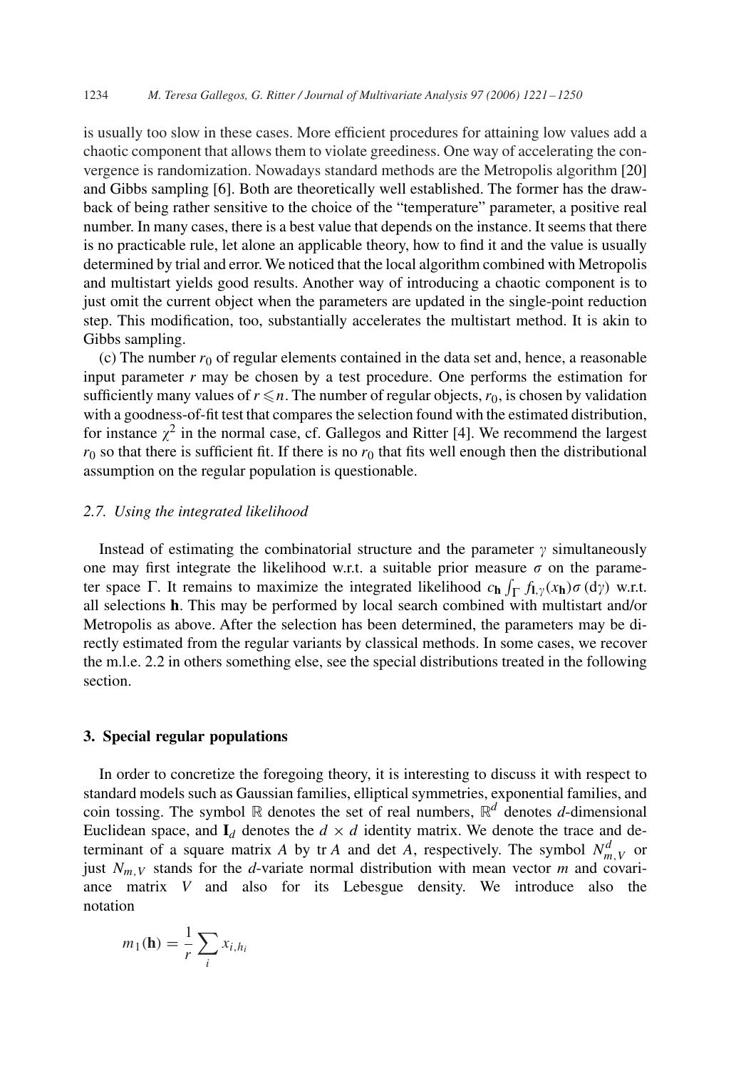is usually too slow in these cases. More efficient procedures for attaining low values add a chaotic component that allows them to violate greediness. One way of accelerating the convergence is randomization. Nowadays standard methods are the Metropolis algorithm [20] and Gibbs sampling [6]. Both are theoretically well established. The former has the drawback of being rather sensitive to the choice of the "temperature" parameter, a positive real number. In many cases, there is a best value that depends on the instance. It seems that there is no practicable rule, let alone an applicable theory, how to find it and the value is usually determined by trial and error. We noticed that the local algorithm combined with Metropolis and multistart yields good results. Another way of introducing a chaotic component is to just omit the current object when the parameters are updated in the single-point reduction step. This modification, too, substantially accelerates the multistart method. It is akin to Gibbs sampling.

(c) The number $r_0$ of regular elements contained in the data set and, hence, a reasonable input parameter $r$ may be chosen by a test procedure. One performs the estimation for sufficiently many values of $r \leqslant n$. The number of regular objects, $r_0$, is chosen by validation with a goodness-of-fit test that compares the selection found with the estimated distribution, for instance $\chi^2$ in the normal case, cf. Gallegos and Ritter [4]. We recommend the largest $r_0$ so that there is sufficient fit. If there is no $r_0$ that fits well enough then the distributional assumption on the regular population is questionable.

### *2.7. Using the integrated likelihood*

Instead of estimating the combinatorial structure and the parameter $\gamma$ simultaneously one may first integrate the likelihood w.r.t. a suitable prior measure $\sigma$ on the parameter space $\Gamma$. It remains to maximize the integrated likelihood $c_{\mathbf{h}} \int_\Gamma f_{\mathbf{1},\gamma}(x_{\mathbf{h}})\sigma(\mathrm{d}\gamma)$ w.r.t. all selections $\mathbf{h}$. This may be performed by local search combined with multistart and/or Metropolis as above. After the selection has been determined, the parameters may be directly estimated from the regular variants by classical methods. In some cases, we recover the m.l.e. 2.2 in others something else, see the special distributions treated in the following section.

## 3. Special regular populations

In order to concretize the foregoing theory, it is interesting to discuss it with respect to standard models such as Gaussian families, elliptical symmetries, exponential families, and coin tossing. The symbol $\mathbb{R}$ denotes the set of real numbers, $\mathbb{R}^d$ denotes $d$-dimensional Euclidean space, and $\mathbf{I}_d$ denotes the $d \times d$ identity matrix. We denote the trace and determinant of a square matrix $A$ by $\operatorname{tr} A$ and $\det A$, respectively. The symbol $N^d_{m,V}$ or just $N_{m,V}$ stands for the $d$-variate normal distribution with mean vector $m$ and covariance matrix $V$ and also for its Lebesgue density. We introduce also the notation

$$m_1(\mathbf{h}) = \frac{1}{r} \sum_i x_{i,h_i}$$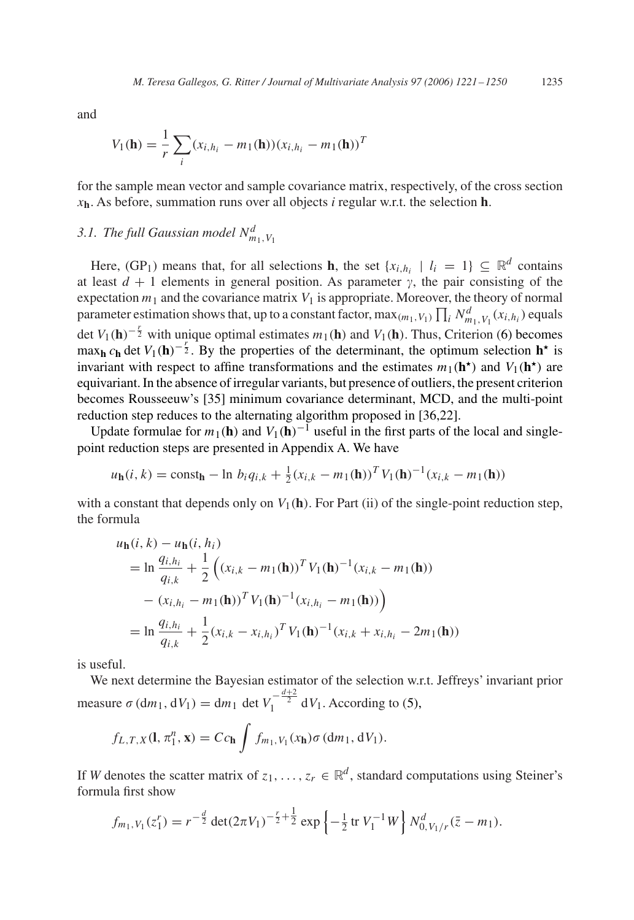and

$$V_1(\mathbf{h}) = \frac{1}{r}\sum_i (x_{i,h_i} - m_1(\mathbf{h}))(x_{i,h_i} - m_1(\mathbf{h}))^T$$

for the sample mean vector and sample covariance matrix, respectively, of the cross section $x_\mathbf{h}$. As before, summation runs over all objects $i$ regular w.r.t. the selection $\mathbf{h}$.

### 3.1. The full Gaussian model $N^d_{m_1,V_1}$

Here, (GP$_1$) means that, for all selections $\mathbf{h}$, the set $\{x_{i,h_i} \mid l_i = 1\} \subseteq \mathbb{R}^d$ contains at least $d+1$ elements in general position. As parameter $\gamma$, the pair consisting of the expectation $m_1$ and the covariance matrix $V_1$ is appropriate. Moreover, the theory of normal parameter estimation shows that, up to a constant factor, $\max_{(m_1,V_1)} \prod_i N^d_{m_1,V_1}(x_{i,h_i})$ equals $\det V_1(\mathbf{h})^{-\frac{r}{2}}$ with unique optimal estimates $m_1(\mathbf{h})$ and $V_1(\mathbf{h})$. Thus, Criterion (6) becomes $\max_\mathbf{h} c_\mathbf{h} \det V_1(\mathbf{h})^{-\frac{r}{2}}$. By the properties of the determinant, the optimum selection $\mathbf{h}^\star$ is invariant with respect to affine transformations and the estimates $m_1(\mathbf{h}^\star)$ and $V_1(\mathbf{h}^\star)$ are equivariant. In the absence of irregular variants, but presence of outliers, the present criterion becomes Rousseeuw's [35] minimum covariance determinant, MCD, and the multi-point reduction step reduces to the alternating algorithm proposed in [36,22].

Update formulae for $m_1(\mathbf{h})$ and $V_1(\mathbf{h})^{-1}$ useful in the first parts of the local and single-point reduction steps are presented in Appendix A. We have

$$u_\mathbf{h}(i,k) = \text{const}_\mathbf{h} - \ln b_i q_{i,k} + \tfrac{1}{2}(x_{i,k} - m_1(\mathbf{h}))^T V_1(\mathbf{h})^{-1}(x_{i,k} - m_1(\mathbf{h}))$$

with a constant that depends only on $V_1(\mathbf{h})$. For Part (ii) of the single-point reduction step, the formula

$$\begin{aligned}
&u_\mathbf{h}(i,k) - u_\mathbf{h}(i,h_i) \\
&\quad = \ln \frac{q_{i,h_i}}{q_{i,k}} + \frac{1}{2}\Big((x_{i,k} - m_1(\mathbf{h}))^T V_1(\mathbf{h})^{-1}(x_{i,k} - m_1(\mathbf{h})) \\
&\qquad - (x_{i,h_i} - m_1(\mathbf{h}))^T V_1(\mathbf{h})^{-1}(x_{i,h_i} - m_1(\mathbf{h}))\Big) \\
&\quad = \ln \frac{q_{i,h_i}}{q_{i,k}} + \frac{1}{2}(x_{i,k} - x_{i,h_i})^T V_1(\mathbf{h})^{-1}(x_{i,k} + x_{i,h_i} - 2m_1(\mathbf{h}))
\end{aligned}$$

is useful.

We next determine the Bayesian estimator of the selection w.r.t. Jeffreys' invariant prior measure $\sigma(\mathrm{d}m_1, \mathrm{d}V_1) = \mathrm{d}m_1 \det V_1^{-\frac{d+2}{2}} \mathrm{d}V_1$. According to (5),

$$f_{L,T,X}(\mathbf{l}, \pi_1^n, \mathbf{x}) = C c_\mathbf{h} \int f_{m_1,V_1}(x_\mathbf{h}) \sigma(\mathrm{d}m_1, \mathrm{d}V_1).$$

If $W$ denotes the scatter matrix of $z_1, \ldots, z_r \in \mathbb{R}^d$, standard computations using Steiner's formula first show

$$f_{m_1,V_1}(z_1^r) = r^{-\frac{d}{2}} \det(2\pi V_1)^{-\frac{r}{2}+\frac{1}{2}} \exp\left\{-\tfrac{1}{2}\operatorname{tr} V_1^{-1} W\right\} N^d_{0,V_1/r}(\bar{z} - m_1).$$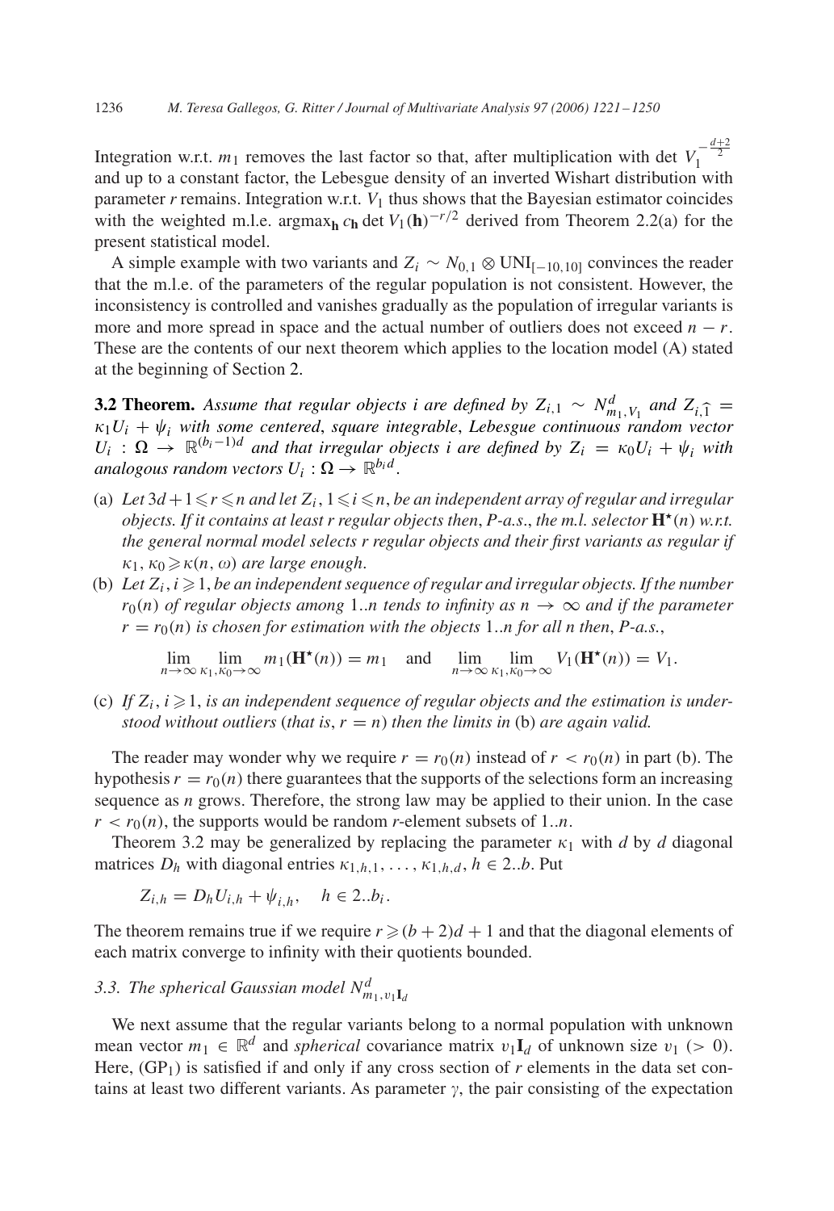Integration w.r.t. $m_1$ removes the last factor so that, after multiplication with $\det V_1^{-\frac{d+2}{2}}$ and up to a constant factor, the Lebesgue density of an inverted Wishart distribution with parameter $r$ remains. Integration w.r.t. $V_1$ thus shows that the Bayesian estimator coincides with the weighted m.l.e. $\mathrm{argmax}_{\mathbf{h}}\, c_{\mathbf{h}} \det V_1(\mathbf{h})^{-r/2}$ derived from Theorem 2.2(a) for the present statistical model.

A simple example with two variants and $Z_i \sim N_{0,1} \otimes \mathrm{UNI}_{[-10,10]}$ convinces the reader that the m.l.e. of the parameters of the regular population is not consistent. However, the inconsistency is controlled and vanishes gradually as the population of irregular variants is more and more spread in space and the actual number of outliers does not exceed $n - r$. These are the contents of our next theorem which applies to the location model (A) stated at the beginning of Section 2.

**3.2 Theorem.** *Assume that regular objects $i$ are defined by $Z_{i,1} \sim N^d_{m_1,V_1}$ and $Z_{i,\widehat{1}} = \kappa_1 U_i + \psi_i$ with some centered, square integrable, Lebesgue continuous random vector $U_i : \Omega \to \mathbb{R}^{(b_i-1)d}$ and that irregular objects $i$ are defined by $Z_i = \kappa_0 U_i + \psi_i$ with analogous random vectors $U_i : \Omega \to \mathbb{R}^{b_i d}$.*

(a) *Let $3d + 1 \leqslant r \leqslant n$ and let $Z_i$, $1 \leqslant i \leqslant n$, be an independent array of regular and irregular objects. If it contains at least $r$ regular objects then, P-a.s., the m.l. selector $\mathbf{H}^\star(n)$ w.r.t. the general normal model selects $r$ regular objects and their first variants as regular if $\kappa_1, \kappa_0 \geqslant \kappa(n, \omega)$ are large enough.*

(b) *Let $Z_i$, $i \geqslant 1$, be an independent sequence of regular and irregular objects. If the number $r_0(n)$ of regular objects among $1..n$ tends to infinity as $n \to \infty$ and if the parameter $r = r_0(n)$ is chosen for estimation with the objects $1..n$ for all $n$ then, P-a.s.,*

$$\lim_{n\to\infty} \lim_{\kappa_1,\kappa_0\to\infty} m_1(\mathbf{H}^\star(n)) = m_1 \quad \text{and} \quad \lim_{n\to\infty} \lim_{\kappa_1,\kappa_0\to\infty} V_1(\mathbf{H}^\star(n)) = V_1.$$

(c) *If $Z_i$, $i \geqslant 1$, is an independent sequence of regular objects and the estimation is understood without outliers (that is, $r = n$) then the limits in* (b) *are again valid.*

The reader may wonder why we require $r = r_0(n)$ instead of $r < r_0(n)$ in part (b). The hypothesis $r = r_0(n)$ there guarantees that the supports of the selections form an increasing sequence as $n$ grows. Therefore, the strong law may be applied to their union. In the case $r < r_0(n)$, the supports would be random $r$-element subsets of $1..n$.

Theorem 3.2 may be generalized by replacing the parameter $\kappa_1$ with $d$ by $d$ diagonal matrices $D_h$ with diagonal entries $\kappa_{1,h,1}, \ldots, \kappa_{1,h,d}$, $h \in 2..b$. Put

$$Z_{i,h} = D_h U_{i,h} + \psi_{i,h}, \quad h \in 2..b_i.$$

The theorem remains true if we require $r \geqslant (b+2)d + 1$ and that the diagonal elements of each matrix converge to infinity with their quotients bounded.

### 3.3. The spherical Gaussian model $N^d_{m_1,v_1\mathbf{I}_d}$

We next assume that the regular variants belong to a normal population with unknown mean vector $m_1 \in \mathbb{R}^d$ and *spherical* covariance matrix $v_1\mathbf{I}_d$ of unknown size $v_1$ ($> 0$). Here, $(\mathrm{GP}_1)$ is satisfied if and only if any cross section of $r$ elements in the data set contains at least two different variants. As parameter $\gamma$, the pair consisting of the expectation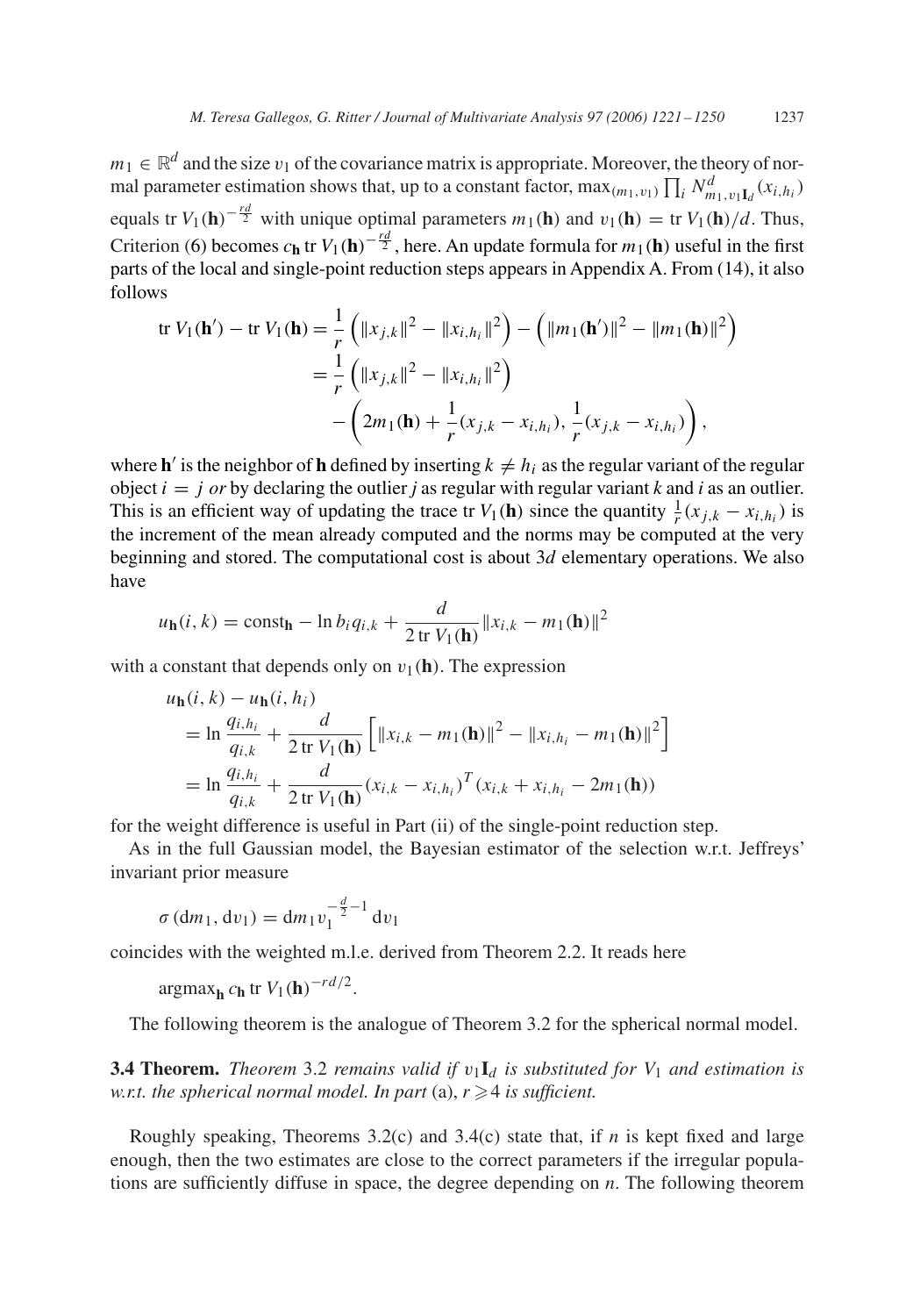$m_1 \in \mathbb{R}^d$ and the size $v_1$ of the covariance matrix is appropriate. Moreover, the theory of normal parameter estimation shows that, up to a constant factor, $\max_{(m_1,v_1)} \prod_i N^d_{m_1,v_1 \mathbf{I}_d}(x_{i,h_i})$ equals $\operatorname{tr} V_1(\mathbf{h})^{-\frac{rd}{2}}$ with unique optimal parameters $m_1(\mathbf{h})$ and $v_1(\mathbf{h}) = \operatorname{tr} V_1(\mathbf{h})/d$. Thus, Criterion (6) becomes $c_{\mathbf{h}} \operatorname{tr} V_1(\mathbf{h})^{-\frac{rd}{2}}$, here. An update formula for $m_1(\mathbf{h})$ useful in the first parts of the local and single-point reduction steps appears in Appendix A. From (14), it also follows

$$
\begin{aligned}
\operatorname{tr} V_1(\mathbf{h}') - \operatorname{tr} V_1(\mathbf{h}) &= \frac{1}{r}\left(\|x_{j,k}\|^2 - \|x_{i,h_i}\|^2\right) - \left(\|m_1(\mathbf{h}')\|^2 - \|m_1(\mathbf{h})\|^2\right) \\
&= \frac{1}{r}\left(\|x_{j,k}\|^2 - \|x_{i,h_i}\|^2\right) \\
&\quad - \left(2m_1(\mathbf{h}) + \frac{1}{r}(x_{j,k} - x_{i,h_i}), \frac{1}{r}(x_{j,k} - x_{i,h_i})\right),
\end{aligned}
$$

where $\mathbf{h}'$ is the neighbor of $\mathbf{h}$ defined by inserting $k \neq h_i$ as the regular variant of the regular object $i = j$ *or* by declaring the outlier *j* as regular with regular variant *k* and *i* as an outlier. This is an efficient way of updating the trace $\operatorname{tr} V_1(\mathbf{h})$ since the quantity $\frac{1}{r}(x_{j,k} - x_{i,h_i})$ is the increment of the mean already computed and the norms may be computed at the very beginning and stored. The computational cost is about $3d$ elementary operations. We also have

$$
u_{\mathbf{h}}(i,k) = \text{const}_{\mathbf{h}} - \ln b_i q_{i,k} + \frac{d}{2 \operatorname{tr} V_1(\mathbf{h})}\|x_{i,k} - m_1(\mathbf{h})\|^2
$$

with a constant that depends only on $v_1(\mathbf{h})$. The expression

$$
\begin{aligned}
&u_{\mathbf{h}}(i,k) - u_{\mathbf{h}}(i,h_i) \\
&= \ln \frac{q_{i,h_i}}{q_{i,k}} + \frac{d}{2 \operatorname{tr} V_1(\mathbf{h})}\left[\|x_{i,k} - m_1(\mathbf{h})\|^2 - \|x_{i,h_i} - m_1(\mathbf{h})\|^2\right] \\
&= \ln \frac{q_{i,h_i}}{q_{i,k}} + \frac{d}{2 \operatorname{tr} V_1(\mathbf{h})}(x_{i,k} - x_{i,h_i})^T(x_{i,k} + x_{i,h_i} - 2m_1(\mathbf{h}))
\end{aligned}
$$

for the weight difference is useful in Part (ii) of the single-point reduction step.

As in the full Gaussian model, the Bayesian estimator of the selection w.r.t. Jeffreys' invariant prior measure

$$
\sigma(dm_1, dv_1) = dm_1 v_1^{-\frac{d}{2}-1}\, dv_1
$$

coincides with the weighted m.l.e. derived from Theorem 2.2. It reads here

$$
\operatorname{argmax}_{\mathbf{h}} c_{\mathbf{h}} \operatorname{tr} V_1(\mathbf{h})^{-rd/2}.
$$

The following theorem is the analogue of Theorem 3.2 for the spherical normal model.

**3.4 Theorem.** *Theorem* 3.2 *remains valid if $v_1\mathbf{I}_d$ is substituted for $V_1$ and estimation is w.r.t. the spherical normal model. In part* (a), *$r \geqslant 4$ is sufficient.*

Roughly speaking, Theorems 3.2(c) and 3.4(c) state that, if *n* is kept fixed and large enough, then the two estimates are close to the correct parameters if the irregular populations are sufficiently diffuse in space, the degree depending on *n*. The following theorem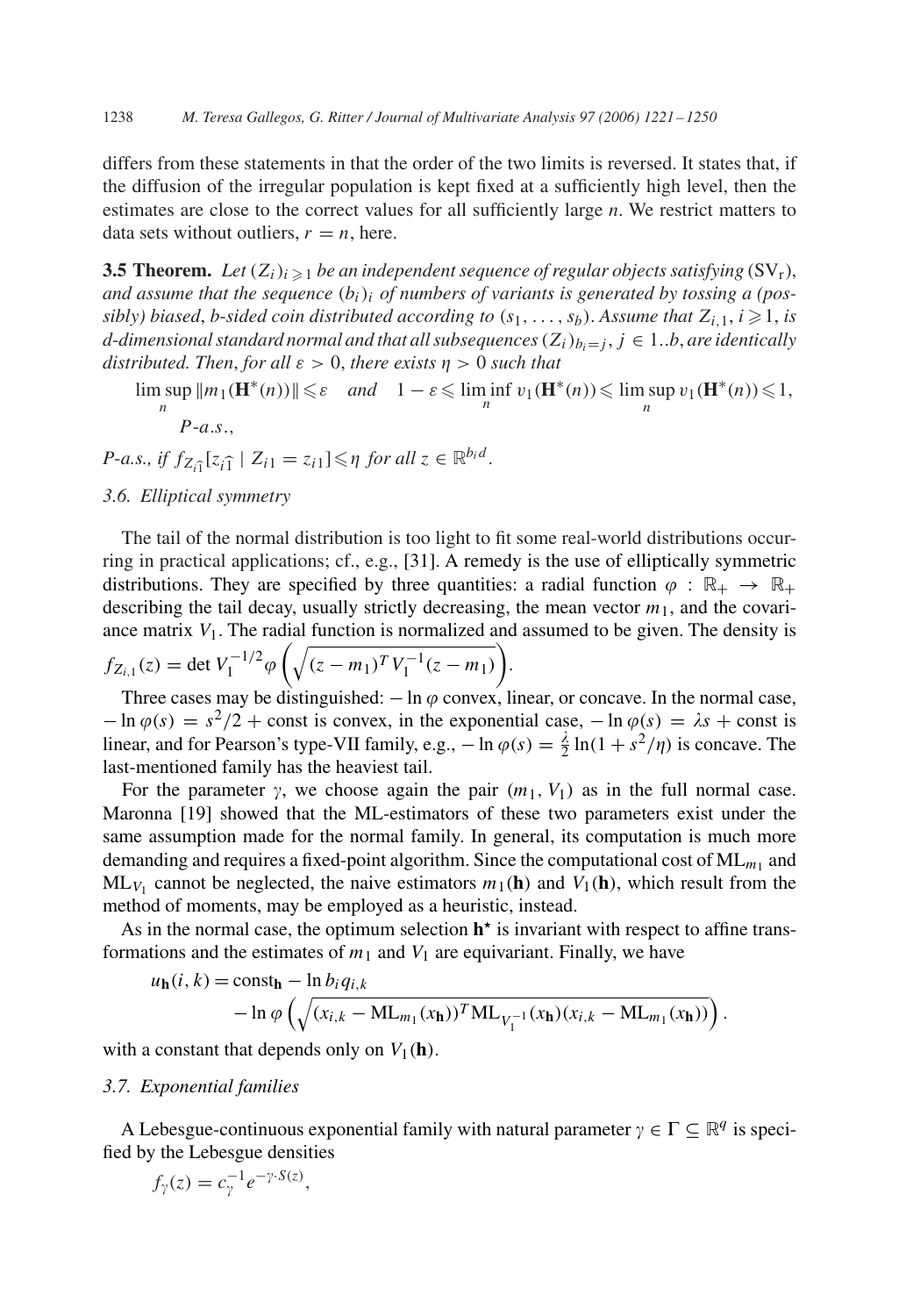differs from these statements in that the order of the two limits is reversed. It states that, if the diffusion of the irregular population is kept fixed at a sufficiently high level, then the estimates are close to the correct values for all sufficiently large $n$. We restrict matters to data sets without outliers, $r = n$, here.

**3.5 Theorem.** *Let $(Z_i)_{i \geqslant 1}$ be an independent sequence of regular objects satisfying* $(\mathrm{SV_r})$, *and assume that the sequence $(b_i)_i$ of numbers of variants is generated by tossing a (possibly) biased, b-sided coin distributed according to $(s_1, \ldots, s_b)$. Assume that $Z_{i,1}$, $i \geqslant 1$, is d-dimensional standard normal and that all subsequences $(Z_i)_{b_i = j}$, $j \in 1..b$, are identically distributed. Then, for all $\varepsilon > 0$, there exists $\eta > 0$ such that*

$$\limsup_n \|m_1(\mathbf{H}^*(n))\| \leqslant \varepsilon \quad \text{and} \quad 1 - \varepsilon \leqslant \liminf_n v_1(\mathbf{H}^*(n)) \leqslant \limsup_n v_1(\mathbf{H}^*(n)) \leqslant 1,$$
$$P\text{-a.s.},$$

*P-a.s., if $f_{Z_{i\widehat{1}}}[z_{i\widehat{1}} \mid Z_{i1} = z_{i1}] \leqslant \eta$ for all $z \in \mathbb{R}^{b_i d}$.*

### *3.6. Elliptical symmetry*

The tail of the normal distribution is too light to fit some real-world distributions occurring in practical applications; cf., e.g., [31]. A remedy is the use of elliptically symmetric distributions. They are specified by three quantities: a radial function $\varphi : \mathbb{R}_+ \to \mathbb{R}_+$ describing the tail decay, usually strictly decreasing, the mean vector $m_1$, and the covariance matrix $V_1$. The radial function is normalized and assumed to be given. The density is $f_{Z_{i,1}}(z) = \det V_1^{-1/2} \varphi\left(\sqrt{(z - m_1)^T V_1^{-1}(z - m_1)}\right)$.

Three cases may be distinguished: $-\ln \varphi$ convex, linear, or concave. In the normal case, $-\ln \varphi(s) = s^2/2 + \text{const}$ is convex, in the exponential case, $-\ln \varphi(s) = \lambda s + \text{const}$ is linear, and for Pearson's type-VII family, e.g., $-\ln \varphi(s) = \frac{\lambda}{2} \ln(1 + s^2/\eta)$ is concave. The last-mentioned family has the heaviest tail.

For the parameter $\gamma$, we choose again the pair $(m_1, V_1)$ as in the full normal case. Maronna [19] showed that the ML-estimators of these two parameters exist under the same assumption made for the normal family. In general, its computation is much more demanding and requires a fixed-point algorithm. Since the computational cost of $\mathrm{ML}_{m_1}$ and $\mathrm{ML}_{V_1}$ cannot be neglected, the naive estimators $m_1(\mathbf{h})$ and $V_1(\mathbf{h})$, which result from the method of moments, may be employed as a heuristic, instead.

As in the normal case, the optimum selection $\mathbf{h}^\star$ is invariant with respect to affine transformations and the estimates of $m_1$ and $V_1$ are equivariant. Finally, we have

$$u_{\mathbf{h}}(i, k) = \text{const}_{\mathbf{h}} - \ln b_i q_{i,k}$$
$$- \ln \varphi\left(\sqrt{(x_{i,k} - \mathrm{ML}_{m_1}(x_{\mathbf{h}}))^T \mathrm{ML}_{V_1^{-1}}(x_{\mathbf{h}})(x_{i,k} - \mathrm{ML}_{m_1}(x_{\mathbf{h}}))}\right).$$

with a constant that depends only on $V_1(\mathbf{h})$.

### *3.7. Exponential families*

A Lebesgue-continuous exponential family with natural parameter $\gamma \in \Gamma \subseteq \mathbb{R}^q$ is specified by the Lebesgue densities

$$f_\gamma(z) = c_\gamma^{-1} e^{-\gamma \cdot S(z)},$$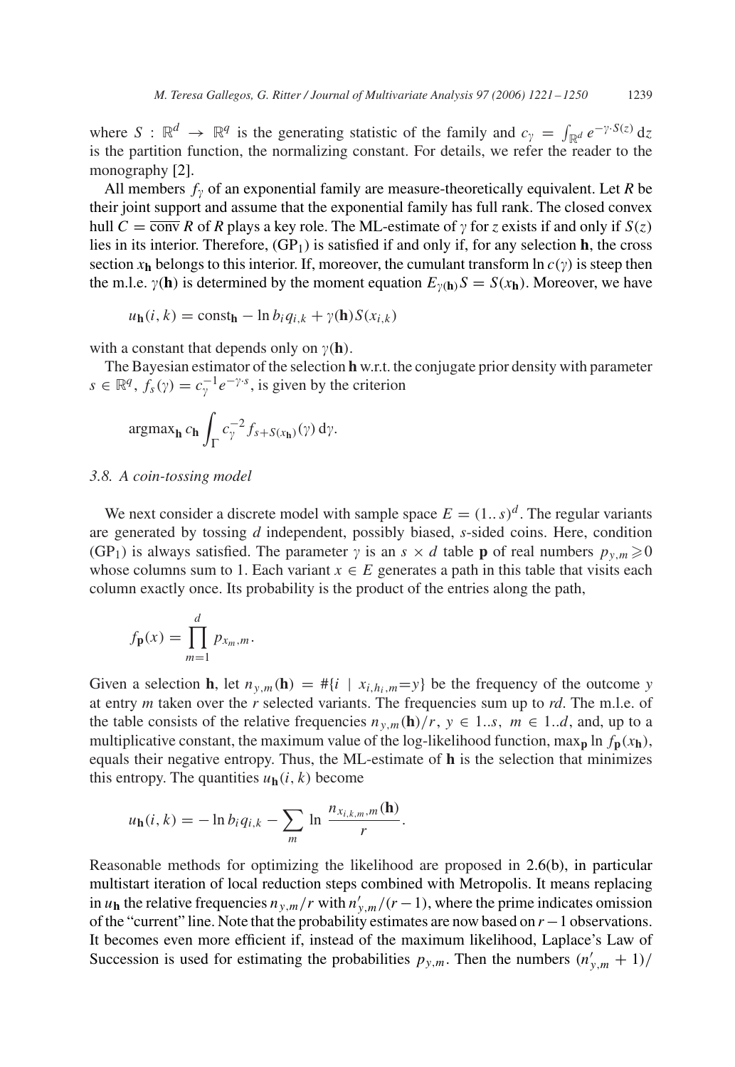where $S : \mathbb{R}^d \to \mathbb{R}^q$ is the generating statistic of the family and $c_\gamma = \int_{\mathbb{R}^d} e^{-\gamma \cdot S(z)}\, \mathrm{d}z$ is the partition function, the normalizing constant. For details, we refer the reader to the monography [2].

All members $f_\gamma$ of an exponential family are measure-theoretically equivalent. Let $R$ be their joint support and assume that the exponential family has full rank. The closed convex hull $C = \overline{\operatorname{conv}}\, R$ of $R$ plays a key role. The ML-estimate of $\gamma$ for $z$ exists if and only if $S(z)$ lies in its interior. Therefore, ($\text{GP}_1$) is satisfied if and only if, for any selection $\mathbf{h}$, the cross section $x_\mathbf{h}$ belongs to this interior. If, moreover, the cumulant transform $\ln c(\gamma)$ is steep then the m.l.e. $\gamma(\mathbf{h})$ is determined by the moment equation $E_{\gamma(\mathbf{h})} S = S(x_\mathbf{h})$. Moreover, we have

$$u_\mathbf{h}(i,k) = \text{const}_\mathbf{h} - \ln b_i q_{i,k} + \gamma(\mathbf{h}) S(x_{i,k})$$

with a constant that depends only on $\gamma(\mathbf{h})$.

The Bayesian estimator of the selection $\mathbf{h}$ w.r.t. the conjugate prior density with parameter $s \in \mathbb{R}^q$, $f_s(\gamma) = c_\gamma^{-1} e^{-\gamma \cdot s}$, is given by the criterion

$$\operatorname{argmax}_\mathbf{h}\, c_\mathbf{h} \int_\Gamma c_\gamma^{-2} f_{s+S(x_\mathbf{h})}(\gamma)\, \mathrm{d}\gamma.$$

### 3.8. A coin-tossing model

We next consider a discrete model with sample space $E = (1..s)^d$. The regular variants are generated by tossing $d$ independent, possibly biased, $s$-sided coins. Here, condition ($\text{GP}_1$) is always satisfied. The parameter $\gamma$ is an $s \times d$ table $\mathbf{p}$ of real numbers $p_{y,m} \geqslant 0$ whose columns sum to 1. Each variant $x \in E$ generates a path in this table that visits each column exactly once. Its probability is the product of the entries along the path,

$$f_\mathbf{p}(x) = \prod_{m=1}^{d} p_{x_m,m}.$$

Given a selection $\mathbf{h}$, let $n_{y,m}(\mathbf{h}) = \#\{i \mid x_{i,h_i,m} = y\}$ be the frequency of the outcome $y$ at entry $m$ taken over the $r$ selected variants. The frequencies sum up to $rd$. The m.l.e. of the table consists of the relative frequencies $n_{y,m}(\mathbf{h})/r$, $y \in 1..s$, $m \in 1..d$, and, up to a multiplicative constant, the maximum value of the log-likelihood function, $\max_\mathbf{p} \ln f_\mathbf{p}(x_\mathbf{h})$, equals their negative entropy. Thus, the ML-estimate of $\mathbf{h}$ is the selection that minimizes this entropy. The quantities $u_\mathbf{h}(i,k)$ become

$$u_\mathbf{h}(i,k) = -\ln b_i q_{i,k} - \sum_m \ln \frac{n_{x_{i,k,m},m}(\mathbf{h})}{r}.$$

Reasonable methods for optimizing the likelihood are proposed in 2.6(b), in particular multistart iteration of local reduction steps combined with Metropolis. It means replacing in $u_\mathbf{h}$ the relative frequencies $n_{y,m}/r$ with $n'_{y,m}/(r-1)$, where the prime indicates omission of the "current" line. Note that the probability estimates are now based on $r-1$ observations. It becomes even more efficient if, instead of the maximum likelihood, Laplace's Law of Succession is used for estimating the probabilities $p_{y,m}$. Then the numbers $(n'_{y,m}+1)/$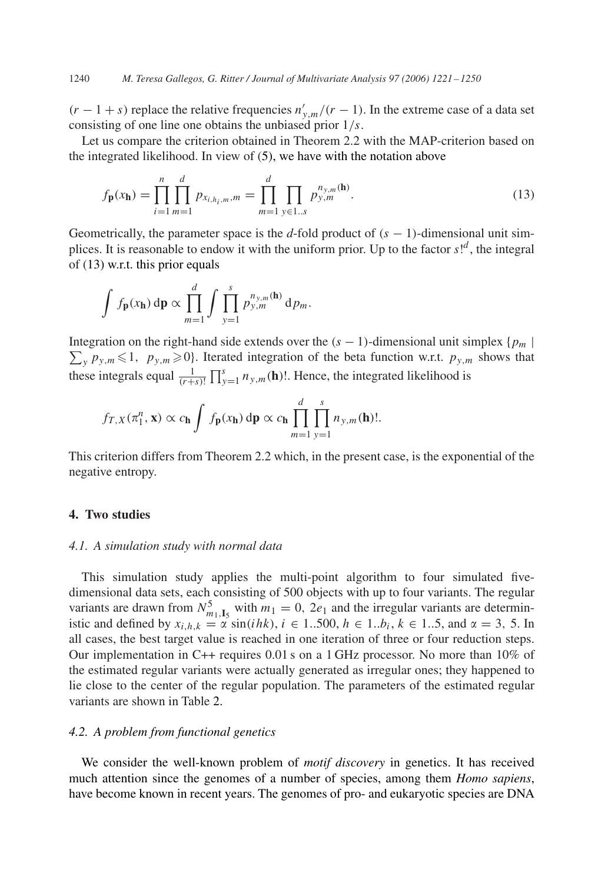$(r - 1 + s)$ replace the relative frequencies $n'_{y,m}/(r-1)$. In the extreme case of a data set consisting of one line one obtains the unbiased prior $1/s$.

Let us compare the criterion obtained in Theorem 2.2 with the MAP-criterion based on the integrated likelihood. In view of (5), we have with the notation above

$$f_{\mathbf{p}}(x_{\mathbf{h}}) = \prod_{i=1}^{n} \prod_{m=1}^{d} p_{x_{i,h_i,m},m} = \prod_{m=1}^{d} \prod_{y \in 1..s} p_{y,m}^{n_{y,m}(\mathbf{h})}. \tag{13}$$

Geometrically, the parameter space is the $d$-fold product of $(s-1)$-dimensional unit simplices. It is reasonable to endow it with the uniform prior. Up to the factor $s!^d$, the integral of (13) w.r.t. this prior equals

$$\int f_{\mathbf{p}}(x_{\mathbf{h}})\, \mathrm{d}\mathbf{p} \propto \prod_{m=1}^{d} \int \prod_{y=1}^{s} p_{y,m}^{n_{y,m}(\mathbf{h})}\, \mathrm{d}p_m.$$

Integration on the right-hand side extends over the $(s-1)$-dimensional unit simplex $\{p_m \mid \sum_y p_{y,m} \leqslant 1,\ p_{y,m} \geqslant 0\}$. Iterated integration of the beta function w.r.t. $p_{y,m}$ shows that these integrals equal $\frac{1}{(r+s)!} \prod_{y=1}^{s} n_{y,m}(\mathbf{h})!$. Hence, the integrated likelihood is

$$f_{T,X}(\pi_1^n, \mathbf{x}) \propto c_{\mathbf{h}} \int f_{\mathbf{p}}(x_{\mathbf{h}})\, \mathrm{d}\mathbf{p} \propto c_{\mathbf{h}} \prod_{m=1}^{d} \prod_{y=1}^{s} n_{y,m}(\mathbf{h})!.$$

This criterion differs from Theorem 2.2 which, in the present case, is the exponential of the negative entropy.

## 4. Two studies

### 4.1. A simulation study with normal data

This simulation study applies the multi-point algorithm to four simulated five-dimensional data sets, each consisting of 500 objects with up to four variants. The regular variants are drawn from $N_{m_1,\mathbf{I}_5}^5$ with $m_1 = 0,\ 2e_1$ and the irregular variants are deterministic and defined by $x_{i,h,k} = \alpha \sin(ihk)$, $i \in 1..500$, $h \in 1..b_i$, $k \in 1..5$, and $\alpha = 3,\ 5$. In all cases, the best target value is reached in one iteration of three or four reduction steps. Our implementation in C++ requires 0.01 s on a 1 GHz processor. No more than 10% of the estimated regular variants were actually generated as irregular ones; they happened to lie close to the center of the regular population. The parameters of the estimated regular variants are shown in Table 2.

### 4.2. A problem from functional genetics

We consider the well-known problem of *motif discovery* in genetics. It has received much attention since the genomes of a number of species, among them *Homo sapiens*, have become known in recent years. The genomes of pro- and eukaryotic species are DNA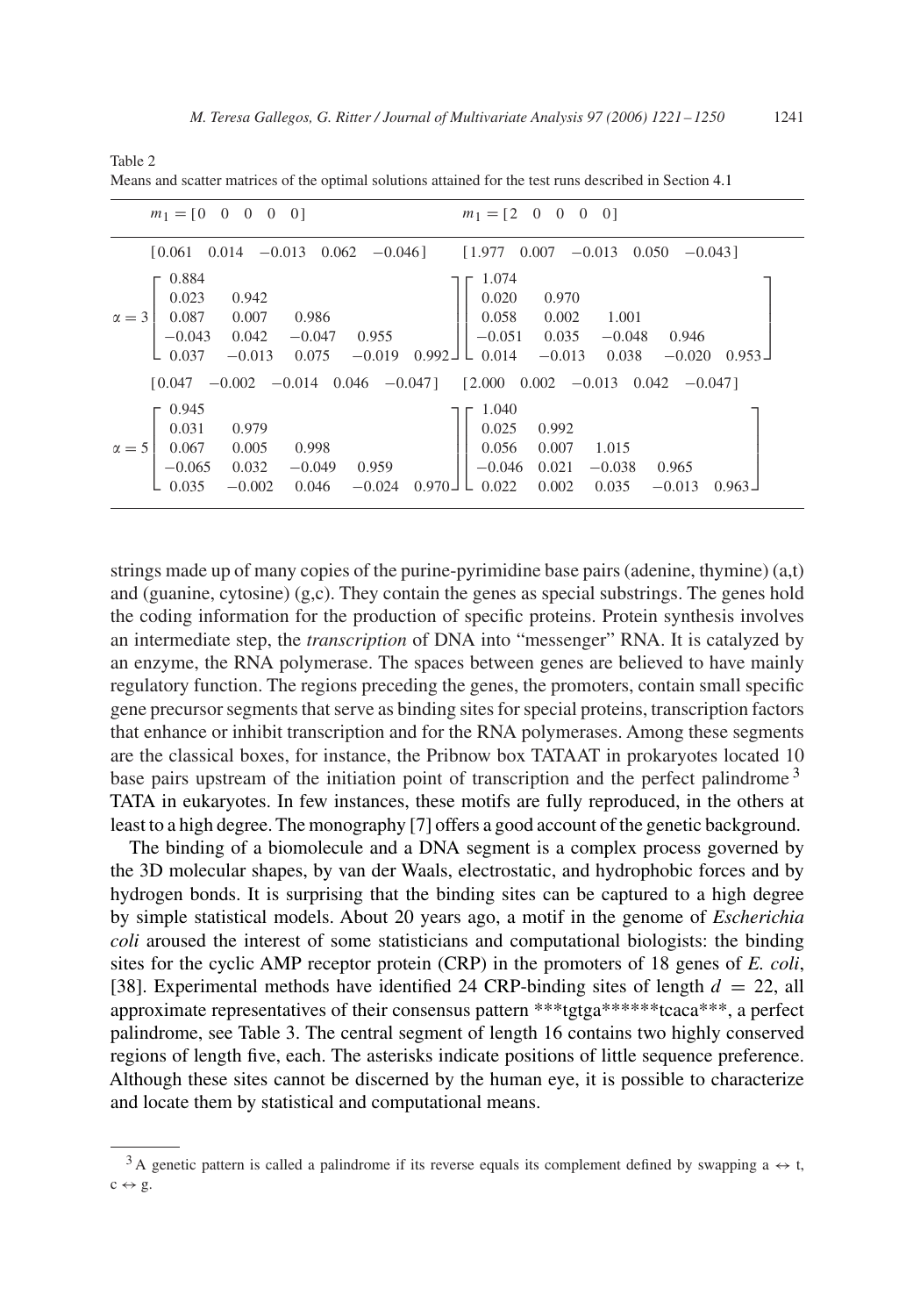Table 2
Means and scatter matrices of the optimal solutions attained for the test runs described in Section 4.1

| | $m_1 = [0\ \ 0\ \ 0\ \ 0\ \ 0]$ | $m_1 = [2\ \ 0\ \ 0\ \ 0\ \ 0]$ |
|---|---|---|
| | $[0.061\ \ 0.014\ \ -0.013\ \ 0.062\ \ -0.046]$ | $[1.977\ \ 0.007\ \ -0.013\ \ 0.050\ \ -0.043]$ |
| $\alpha = 3$ | $\begin{bmatrix} 0.884 & & & & \\ 0.023 & 0.942 & & & \\ 0.087 & 0.007 & 0.986 & & \\ -0.043 & 0.042 & -0.047 & 0.955 & \\ 0.037 & -0.013 & 0.075 & -0.019 & 0.992 \end{bmatrix}$ | $\begin{bmatrix} 1.074 & & & & \\ 0.020 & 0.970 & & & \\ 0.058 & 0.002 & 1.001 & & \\ -0.051 & 0.035 & -0.048 & 0.946 & \\ 0.014 & -0.013 & 0.038 & -0.020 & 0.953 \end{bmatrix}$ |
| | $[0.047\ \ -0.002\ \ -0.014\ \ 0.046\ \ -0.047]$ | $[2.000\ \ 0.002\ \ -0.013\ \ 0.042\ \ -0.047]$ |
| $\alpha = 5$ | $\begin{bmatrix} 0.945 & & & & \\ 0.031 & 0.979 & & & \\ 0.067 & 0.005 & 0.998 & & \\ -0.065 & 0.032 & -0.049 & 0.959 & \\ 0.035 & -0.002 & 0.046 & -0.024 & 0.970 \end{bmatrix}$ | $\begin{bmatrix} 1.040 & & & & \\ 0.025 & 0.992 & & & \\ 0.056 & 0.007 & 1.015 & & \\ -0.046 & 0.021 & -0.038 & 0.965 & \\ 0.022 & 0.002 & 0.035 & -0.013 & 0.963 \end{bmatrix}$ |

strings made up of many copies of the purine-pyrimidine base pairs (adenine, thymine) (a,t) and (guanine, cytosine) (g,c). They contain the genes as special substrings. The genes hold the coding information for the production of specific proteins. Protein synthesis involves an intermediate step, the *transcription* of DNA into "messenger" RNA. It is catalyzed by an enzyme, the RNA polymerase. The spaces between genes are believed to have mainly regulatory function. The regions preceding the genes, the promoters, contain small specific gene precursor segments that serve as binding sites for special proteins, transcription factors that enhance or inhibit transcription and for the RNA polymerases. Among these segments are the classical boxes, for instance, the Pribnow box TATAAT in prokaryotes located 10 base pairs upstream of the initiation point of transcription and the perfect palindrome [3] TATA in eukaryotes. In few instances, these motifs are fully reproduced, in the others at least to a high degree. The monography [7] offers a good account of the genetic background.

The binding of a biomolecule and a DNA segment is a complex process governed by the 3D molecular shapes, by van der Waals, electrostatic, and hydrophobic forces and by hydrogen bonds. It is surprising that the binding sites can be captured to a high degree by simple statistical models. About 20 years ago, a motif in the genome of *Escherichia coli* aroused the interest of some statisticians and computational biologists: the binding sites for the cyclic AMP receptor protein (CRP) in the promoters of 18 genes of *E. coli*, [38]. Experimental methods have identified 24 CRP-binding sites of length $d = 22$, all approximate representatives of their consensus pattern ***tgtga******tcaca***, a perfect palindrome, see Table 3. The central segment of length 16 contains two highly conserved regions of length five, each. The asterisks indicate positions of little sequence preference. Although these sites cannot be discerned by the human eye, it is possible to characterize and locate them by statistical and computational means.

---

[3] A genetic pattern is called a palindrome if its reverse equals its complement defined by swapping a $\leftrightarrow$ t, c $\leftrightarrow$ g.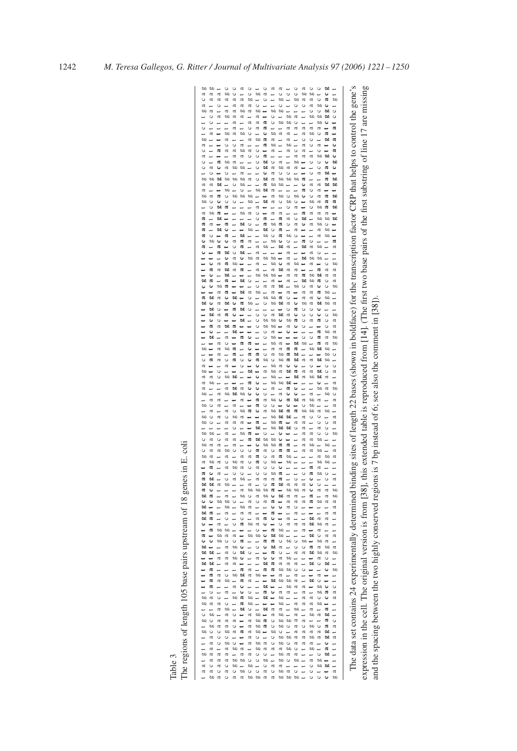Table 3

The regions of length 105 base pairs upstream of 18 genes in E. coli

taatgtttgtgctggtttttgtggcatcgggcgagaatagcgcgtggtgtgaaagactgtttttttgatcgttttcacaaaaatggaagtccacagtcttgacag
gacaaaaacgcgtaacaaaagtgtctataatcacggcagaaaagtccacattgattatttgcacggcgtcacactttgctatgccatagcatttttatccataag
acaaatcccaataacttaattattgggatttgttatatataactttataaattcctaaaattacacaaagttaataactgtgagcatggtcatatttttatcaat
cacaaagcgaaagctatgctaaaacagtcaggatgctacagtaatacattgatgtactgcatgtatgcaaaggacgtcacattaccgtgcagtacagttgatagc
acggtgctacacttgtatgtagcgcatctttctttacggtcaatcagcaaggtgttaaattgatcacgttttagaccattttttcgtcgtgaaactaaaaaaacc
agtgaattatttgaaccagatcgcattacagtgatgcaaacttgtaagtagatttccttaattgtgatgtgtatcgaagtgtgttgcggagtagatgttagaata
gcgcataaaaaacggctaaattcttgtgtaaacgattccactaatttattccatgtcacacttttcgcatctttgttatgctatggttatttcataccataagcc
gctccggcggggttttttgttatctgcaattcagtacaaaacgtgatcaacccctcaattttccctttgctgaaaaattttccattgtctcccctgtaaagctgt
aacgcaattaatgtgagttagctcactcattaggcaccccaggctttacactttatgcttccggctcgtatgttgtgtggaattgtgagcggataacaatttcac
acattaccgccaattctgtaacagagatcacacaaagcgacggtggggcgtaggggcaaggaggatggaaagaggttgccgtataaagaaactagagtccgttta
ggaggaggcgggaggatgagaacacggcttctgtgaactaaaccgaggtcatgtaaggaatttcgtgatgttgcttgcaaaaatcgtggcgattttatgtgcgca
gatcagcgtcgttttaggtgagttgttaataaagatttggaattgtgacacagtgcaaattcagacacataaaaaaacgtcatcgcttgcattagaaaggtttct
gctgacaaaaaagattaaacataccttatacaagactttttttttcatatgcctgacggagttcacacttgtaagttttcaactacgttgtagactttacatcgcc
ttttttaaacattaaaattcttacgtaatttataatctttaaaaaaagcatttaatattgctccccgaacgattgtgattcgattcacatttaaacaatttcaga
cccatgagagtgaaattgttgtgatgtggttaacccaattagaattcgggattgacatgtcttaccaaaaggtagaacttatacgccatctcatccgatgcaagc
ctggcttaactatgcggcatcagagcagattgtactgagagtgcaccatatgcggtgtgaaataccgcacagatgcgtaaggagaaaataccgcatcaggcgctc
ctgacggaagatcacttcgcagaataaataaatcctggtgtccctgttgataccgggaagccctgggccaacttttggcgaaaatgagacgttgatcggcacg
gatttttatactttaacttgttgatatttaaaggtatttaattgtaataacgatactctggaaagtattgaaaagttaatttgtgagtggtcgcacatatcctgtt

The data set contains 24 experimentally determined binding sites of length 22 bases (shown in boldface) for the transcription factor CRP that helps to control the gene's expression in the cell. The original version is from [38], this extended table is reproduced from [14]. (The first two base pairs of the first substring of line 17 are missing and the spacing between the two highly conserved regions is 7 bp instead of 6; see also the comment in [38]).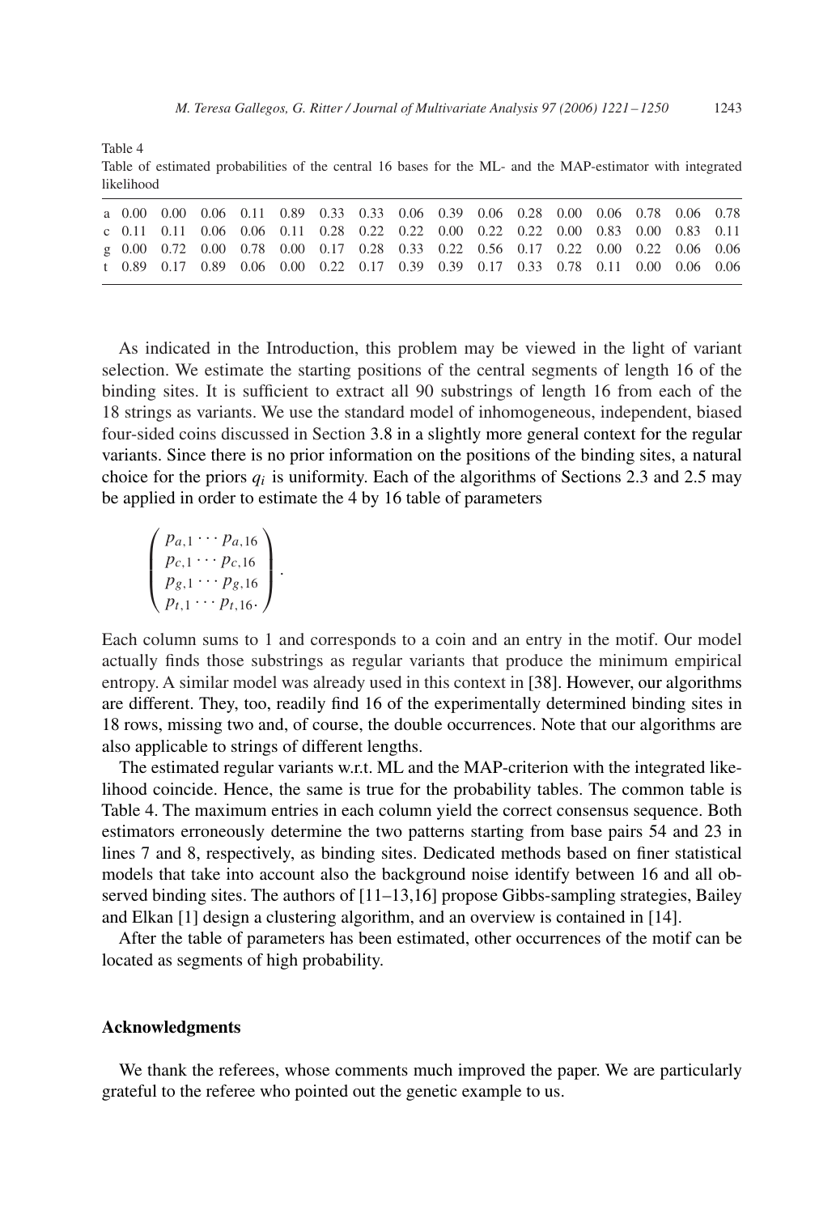Table 4
Table of estimated probabilities of the central 16 bases for the ML- and the MAP-estimator with integrated likelihood

| | | | | | | | | | | | | | | | | |
|---|---|---|---|---|---|---|---|---|---|---|---|---|---|---|---|---|
| a | 0.00 | 0.00 | 0.06 | 0.11 | 0.89 | 0.33 | 0.33 | 0.06 | 0.39 | 0.06 | 0.28 | 0.00 | 0.06 | 0.78 | 0.06 | 0.78 |
| c | 0.11 | 0.11 | 0.06 | 0.06 | 0.11 | 0.28 | 0.22 | 0.22 | 0.00 | 0.22 | 0.22 | 0.00 | 0.83 | 0.00 | 0.83 | 0.11 |
| g | 0.00 | 0.72 | 0.00 | 0.78 | 0.00 | 0.17 | 0.28 | 0.33 | 0.22 | 0.56 | 0.17 | 0.22 | 0.00 | 0.22 | 0.06 | 0.06 |
| t | 0.89 | 0.17 | 0.89 | 0.06 | 0.00 | 0.22 | 0.17 | 0.39 | 0.39 | 0.17 | 0.33 | 0.78 | 0.11 | 0.00 | 0.06 | 0.06 |

As indicated in the Introduction, this problem may be viewed in the light of variant selection. We estimate the starting positions of the central segments of length 16 of the binding sites. It is sufficient to extract all 90 substrings of length 16 from each of the 18 strings as variants. We use the standard model of inhomogeneous, independent, biased four-sided coins discussed in Section 3.8 in a slightly more general context for the regular variants. Since there is no prior information on the positions of the binding sites, a natural choice for the priors $q_i$ is uniformity. Each of the algorithms of Sections 2.3 and 2.5 may be applied in order to estimate the 4 by 16 table of parameters

$$\begin{pmatrix} p_{a,1} \cdots p_{a,16} \\ p_{c,1} \cdots p_{c,16} \\ p_{g,1} \cdots p_{g,16} \\ p_{t,1} \cdots p_{t,16}. \end{pmatrix}.$$

Each column sums to 1 and corresponds to a coin and an entry in the motif. Our model actually finds those substrings as regular variants that produce the minimum empirical entropy. A similar model was already used in this context in [38]. However, our algorithms are different. They, too, readily find 16 of the experimentally determined binding sites in 18 rows, missing two and, of course, the double occurrences. Note that our algorithms are also applicable to strings of different lengths.

The estimated regular variants w.r.t. ML and the MAP-criterion with the integrated likelihood coincide. Hence, the same is true for the probability tables. The common table is Table 4. The maximum entries in each column yield the correct consensus sequence. Both estimators erroneously determine the two patterns starting from base pairs 54 and 23 in lines 7 and 8, respectively, as binding sites. Dedicated methods based on finer statistical models that take into account also the background noise identify between 16 and all observed binding sites. The authors of [11–13,16] propose Gibbs-sampling strategies, Bailey and Elkan [1] design a clustering algorithm, and an overview is contained in [14].

After the table of parameters has been estimated, other occurrences of the motif can be located as segments of high probability.

## Acknowledgments

We thank the referees, whose comments much improved the paper. We are particularly grateful to the referee who pointed out the genetic example to us.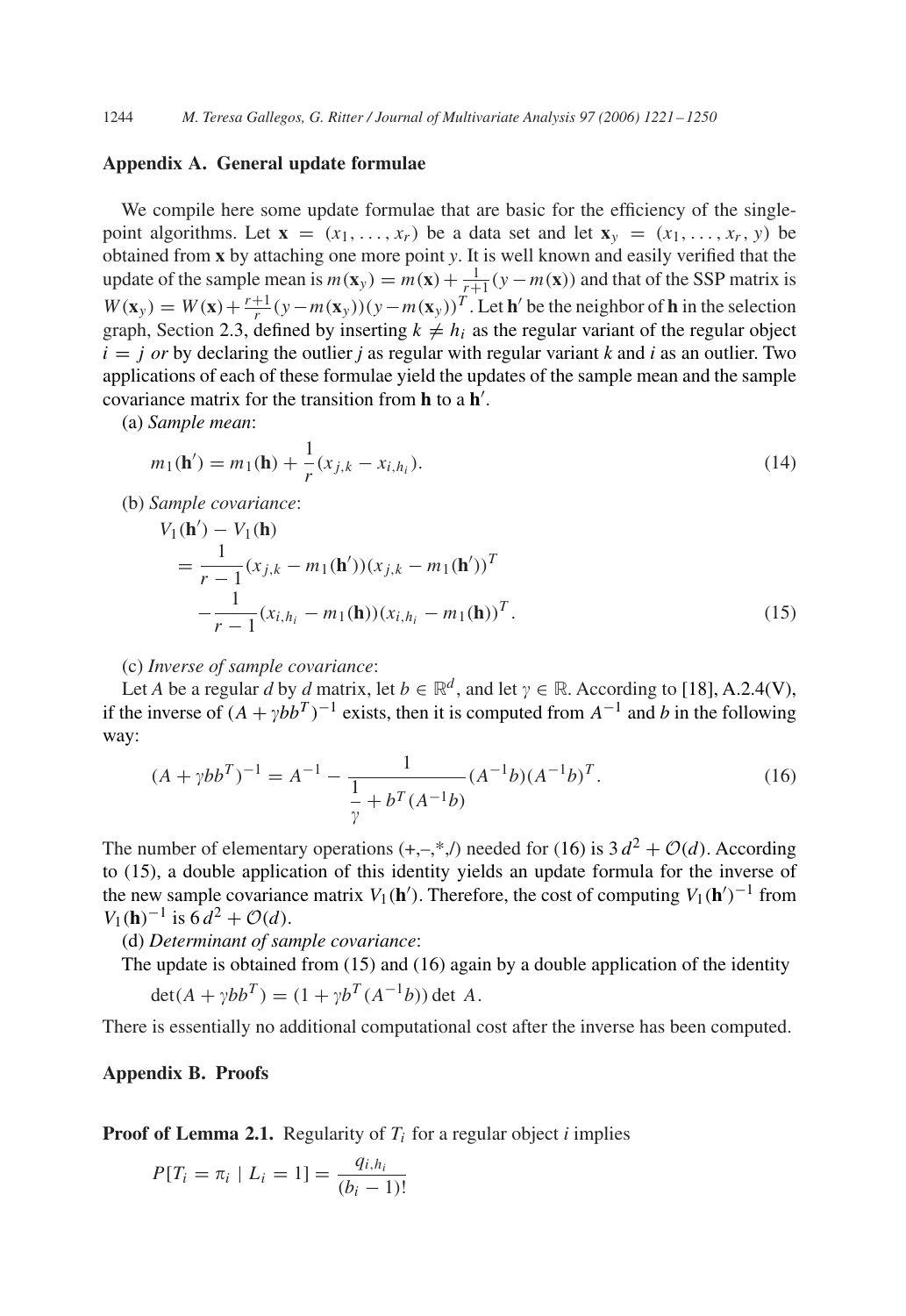## Appendix A. General update formulae

We compile here some update formulae that are basic for the efficiency of the single-point algorithms. Let $\mathbf{x} = (x_1, \ldots, x_r)$ be a data set and let $\mathbf{x}_y = (x_1, \ldots, x_r, y)$ be obtained from $\mathbf{x}$ by attaching one more point $y$. It is well known and easily verified that the update of the sample mean is $m(\mathbf{x}_y) = m(\mathbf{x}) + \frac{1}{r+1}(y - m(\mathbf{x}))$ and that of the SSP matrix is $W(\mathbf{x}_y) = W(\mathbf{x}) + \frac{r+1}{r}(y - m(\mathbf{x}_y))(y - m(\mathbf{x}_y))^T$. Let $\mathbf{h}'$ be the neighbor of $\mathbf{h}$ in the selection graph, Section 2.3, defined by inserting $k \neq h_i$ as the regular variant of the regular object $i = j$ *or* by declaring the outlier $j$ as regular with regular variant $k$ and $i$ as an outlier. Two applications of each of these formulae yield the updates of the sample mean and the sample covariance matrix for the transition from $\mathbf{h}$ to a $\mathbf{h}'$.

(a) *Sample mean*:

$$m_1(\mathbf{h}') = m_1(\mathbf{h}) + \frac{1}{r}(x_{j,k} - x_{i,h_i}). \tag{14}$$

(b) *Sample covariance*:

$$\begin{aligned} V_1(\mathbf{h}') &- V_1(\mathbf{h}) \\ &= \frac{1}{r-1}(x_{j,k} - m_1(\mathbf{h}'))(x_{j,k} - m_1(\mathbf{h}'))^T \\ &\quad - \frac{1}{r-1}(x_{i,h_i} - m_1(\mathbf{h}))(x_{i,h_i} - m_1(\mathbf{h}))^T. \end{aligned} \tag{15}$$

(c) *Inverse of sample covariance*:

Let $A$ be a regular $d$ by $d$ matrix, let $b \in \mathbb{R}^d$, and let $\gamma \in \mathbb{R}$. According to [18], A.2.4(V), if the inverse of $(A + \gamma bb^T)^{-1}$ exists, then it is computed from $A^{-1}$ and $b$ in the following way:

$$(A + \gamma bb^T)^{-1} = A^{-1} - \frac{1}{\frac{1}{\gamma} + b^T(A^{-1}b)}(A^{-1}b)(A^{-1}b)^T. \tag{16}$$

The number of elementary operations (+,–,*,/) needed for (16) is $3\,d^2 + \mathcal{O}(d)$. According to (15), a double application of this identity yields an update formula for the inverse of the new sample covariance matrix $V_1(\mathbf{h}')$. Therefore, the cost of computing $V_1(\mathbf{h}')^{-1}$ from $V_1(\mathbf{h})^{-1}$ is $6\,d^2 + \mathcal{O}(d)$.

(d) *Determinant of sample covariance*:

The update is obtained from (15) and (16) again by a double application of the identity

$$\det(A + \gamma bb^T) = (1 + \gamma b^T(A^{-1}b)) \det A.$$

There is essentially no additional computational cost after the inverse has been computed.

## Appendix B. Proofs

**Proof of Lemma 2.1.** Regularity of $T_i$ for a regular object $i$ implies

$$P[T_i = \pi_i \mid L_i = 1] = \frac{q_{i,h_i}}{(b_i - 1)!}$$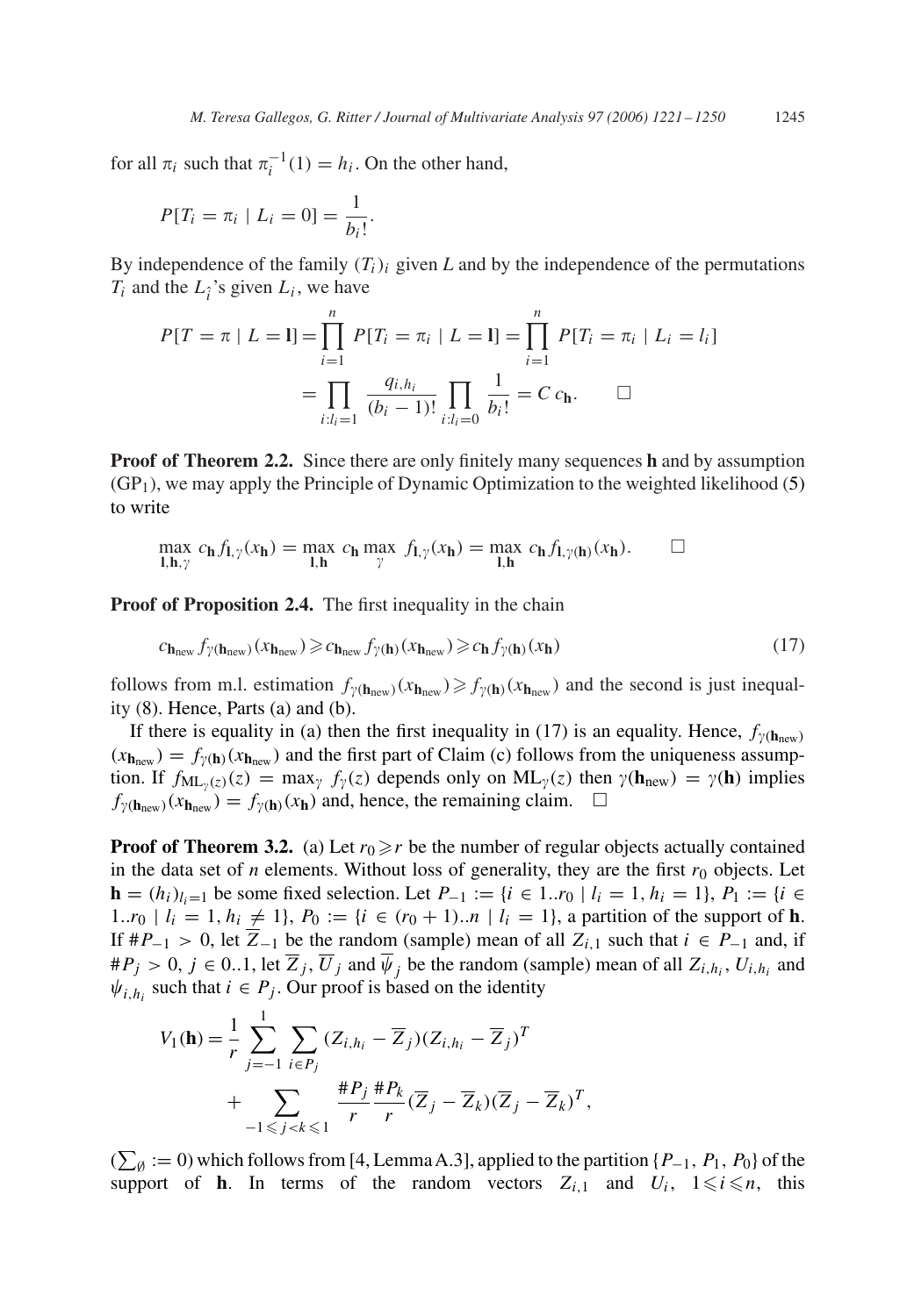for all $\pi_i$ such that $\pi_i^{-1}(1) = h_i$. On the other hand,

$$P[T_i = \pi_i \mid L_i = 0] = \frac{1}{b_i!}.$$

By independence of the family $(T_i)_i$ given $L$ and by the independence of the permutations $T_i$ and the $L_{\hat{i}}$'s given $L_i$, we have

$$\begin{aligned} P[T = \pi \mid L = \mathbf{l}] &= \prod_{i=1}^{n} P[T_i = \pi_i \mid L = \mathbf{l}] = \prod_{i=1}^{n} P[T_i = \pi_i \mid L_i = l_i] \\ &= \prod_{i:l_i=1} \frac{q_{i,h_i}}{(b_i - 1)!} \prod_{i:l_i=0} \frac{1}{b_i!} = C\, c_{\mathbf{h}}. \qquad \square \end{aligned}$$

**Proof of Theorem 2.2.** Since there are only finitely many sequences $\mathbf{h}$ and by assumption ($\mathrm{GP}_1$), we may apply the Principle of Dynamic Optimization to the weighted likelihood (5) to write

$$\max_{\mathbf{l},\mathbf{h},\gamma} c_{\mathbf{h}} f_{\mathbf{l},\gamma}(x_{\mathbf{h}}) = \max_{\mathbf{l},\mathbf{h}} c_{\mathbf{h}} \max_{\gamma} f_{\mathbf{l},\gamma}(x_{\mathbf{h}}) = \max_{\mathbf{l},\mathbf{h}} c_{\mathbf{h}} f_{\mathbf{l},\gamma(\mathbf{h})}(x_{\mathbf{h}}). \qquad \square$$

**Proof of Proposition 2.4.** The first inequality in the chain

$$c_{\mathbf{h}_{\mathrm{new}}} f_{\gamma(\mathbf{h}_{\mathrm{new}})}(x_{\mathbf{h}_{\mathrm{new}}}) \geqslant c_{\mathbf{h}_{\mathrm{new}}} f_{\gamma(\mathbf{h})}(x_{\mathbf{h}_{\mathrm{new}}}) \geqslant c_{\mathbf{h}} f_{\gamma(\mathbf{h})}(x_{\mathbf{h}}) \tag{17}$$

follows from m.l. estimation $f_{\gamma(\mathbf{h}_{\mathrm{new}})}(x_{\mathbf{h}_{\mathrm{new}}}) \geqslant f_{\gamma(\mathbf{h})}(x_{\mathbf{h}_{\mathrm{new}}})$ and the second is just inequality (8). Hence, Parts (a) and (b).

If there is equality in (a) then the first inequality in (17) is an equality. Hence, $f_{\gamma(\mathbf{h}_{\mathrm{new}})}(x_{\mathbf{h}_{\mathrm{new}}}) = f_{\gamma(\mathbf{h})}(x_{\mathbf{h}_{\mathrm{new}}})$ and the first part of Claim (c) follows from the uniqueness assumption. If $f_{\mathrm{ML}_\gamma(z)}(z) = \max_\gamma f_\gamma(z)$ depends only on $\mathrm{ML}_\gamma(z)$ then $\gamma(\mathbf{h}_{\mathrm{new}}) = \gamma(\mathbf{h})$ implies $f_{\gamma(\mathbf{h}_{\mathrm{new}})}(x_{\mathbf{h}_{\mathrm{new}}}) = f_{\gamma(\mathbf{h})}(x_{\mathbf{h}})$ and, hence, the remaining claim. $\square$

**Proof of Theorem 3.2.** (a) Let $r_0 \geqslant r$ be the number of regular objects actually contained in the data set of $n$ elements. Without loss of generality, they are the first $r_0$ objects. Let $\mathbf{h} = (h_i)_{l_i=1}$ be some fixed selection. Let $P_{-1} := \{i \in 1..r_0 \mid l_i = 1, h_i = 1\}$, $P_1 := \{i \in 1..r_0 \mid l_i = 1, h_i \neq 1\}$, $P_0 := \{i \in (r_0+1)..n \mid l_i = 1\}$, a partition of the support of $\mathbf{h}$. If $\#P_{-1} > 0$, let $\overline{Z}_{-1}$ be the random (sample) mean of all $Z_{i,1}$ such that $i \in P_{-1}$ and, if $\#P_j > 0$, $j \in 0..1$, let $\overline{Z}_j$, $\overline{U}_j$ and $\overline{\psi}_j$ be the random (sample) mean of all $Z_{i,h_i}$, $U_{i,h_i}$ and $\psi_{i,h_i}$ such that $i \in P_j$. Our proof is based on the identity

$$\begin{aligned} V_1(\mathbf{h}) = &\frac{1}{r} \sum_{j=-1}^{1} \sum_{i \in P_j} (Z_{i,h_i} - \overline{Z}_j)(Z_{i,h_i} - \overline{Z}_j)^T \\ &+ \sum_{-1 \leqslant j < k \leqslant 1} \frac{\#P_j}{r} \frac{\#P_k}{r} (\overline{Z}_j - \overline{Z}_k)(\overline{Z}_j - \overline{Z}_k)^T, \end{aligned}$$

($\sum_{\emptyset} := 0$) which follows from [4, Lemma A.3], applied to the partition $\{P_{-1}, P_1, P_0\}$ of the support of $\mathbf{h}$. In terms of the random vectors $Z_{i,1}$ and $U_i$, $1 \leqslant i \leqslant n$, this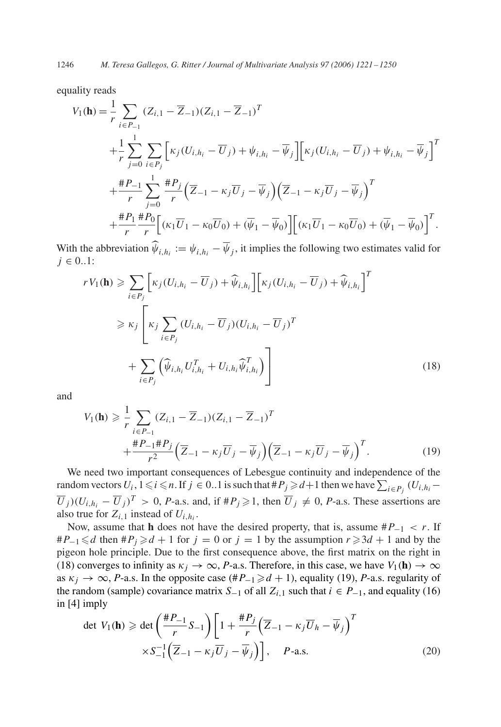equality reads

$$
\begin{aligned}
V_1(\mathbf{h}) = &\frac{1}{r}\sum_{i\in P_{-1}}(Z_{i,1}-\overline{Z}_{-1})(Z_{i,1}-\overline{Z}_{-1})^T\\
&+\frac{1}{r}\sum_{j=0}^{1}\sum_{i\in P_j}\Big[\kappa_j(U_{i,h_i}-\overline{U}_j)+\psi_{i,h_i}-\overline{\psi}_j\Big]\Big[\kappa_j(U_{i,h_i}-\overline{U}_j)+\psi_{i,h_i}-\overline{\psi}_j\Big]^T\\
&+\frac{\#P_{-1}}{r}\sum_{j=0}^{1}\frac{\#P_j}{r}\Big(\overline{Z}_{-1}-\kappa_j\overline{U}_j-\overline{\psi}_j\Big)\Big(\overline{Z}_{-1}-\kappa_j\overline{U}_j-\overline{\psi}_j\Big)^T\\
&+\frac{\#P_1}{r}\frac{\#P_0}{r}\Big[(\kappa_1\overline{U}_1-\kappa_0\overline{U}_0)+(\overline{\psi}_1-\overline{\psi}_0)\Big]\Big[(\kappa_1\overline{U}_1-\kappa_0\overline{U}_0)+(\overline{\psi}_1-\overline{\psi}_0)\Big]^T.
\end{aligned}
$$

With the abbreviation $\widehat{\psi}_{i,h_i} := \psi_{i,h_i}-\overline{\psi}_j$, it implies the following two estimates valid for $j \in 0..1$:

$$
\begin{aligned}
rV_1(\mathbf{h}) &\geqslant \sum_{i\in P_j}\Big[\kappa_j(U_{i,h_i}-\overline{U}_j)+\widehat{\psi}_{i,h_i}\Big]\Big[\kappa_j(U_{i,h_i}-\overline{U}_j)+\widehat{\psi}_{i,h_i}\Big]^T\\
&\geqslant \kappa_j\left[\kappa_j\sum_{i\in P_j}(U_{i,h_i}-\overline{U}_j)(U_{i,h_i}-\overline{U}_j)^T\right.\\
&\qquad\left.+\sum_{i\in P_j}\Big(\widehat{\psi}_{i,h_i}U_{i,h_i}^T+U_{i,h_i}\widehat{\psi}_{i,h_i}^T\Big)\right]
\end{aligned}
\tag{18}
$$

and

$$
\begin{aligned}
V_1(\mathbf{h}) \geqslant &\frac{1}{r}\sum_{i\in P_{-1}}(Z_{i,1}-\overline{Z}_{-1})(Z_{i,1}-\overline{Z}_{-1})^T\\
&+\frac{\#P_{-1}\#P_j}{r^2}\Big(\overline{Z}_{-1}-\kappa_j\overline{U}_j-\overline{\psi}_j\Big)\Big(\overline{Z}_{-1}-\kappa_j\overline{U}_j-\overline{\psi}_j\Big)^T.
\end{aligned}
\tag{19}
$$

We need two important consequences of Lebesgue continuity and independence of the random vectors $U_i$, $1\leqslant i\leqslant n$. If $j\in 0..1$ is such that $\#P_j\geqslant d+1$ then we have $\sum_{i\in P_j}(U_{i,h_i}-\overline{U}_j)(U_{i,h_i}-\overline{U}_j)^T>0$, $P$-a.s. and, if $\#P_j\geqslant 1$, then $\overline{U}_j\neq 0$, $P$-a.s. These assertions are also true for $Z_{i,1}$ instead of $U_{i,h_i}$.

Now, assume that $\mathbf{h}$ does not have the desired property, that is, assume $\#P_{-1}<r$. If $\#P_{-1}\leqslant d$ then $\#P_j\geqslant d+1$ for $j=0$ or $j=1$ by the assumption $r\geqslant 3d+1$ and by the pigeon hole principle. Due to the first consequence above, the first matrix on the right in (18) converges to infinity as $\kappa_j\to\infty$, $P$-a.s. Therefore, in this case, we have $V_1(\mathbf{h})\to\infty$ as $\kappa_j\to\infty$, $P$-a.s. In the opposite case ($\#P_{-1}\geqslant d+1$), equality (19), $P$-a.s. regularity of the random (sample) covariance matrix $S_{-1}$ of all $Z_{i,1}$ such that $i\in P_{-1}$, and equality (16) in [4] imply

$$
\begin{aligned}
\det\, V_1(\mathbf{h}) \geqslant \det\left(\frac{\#P_{-1}}{r}S_{-1}\right)&\left[1+\frac{\#P_j}{r}\Big(\overline{Z}_{-1}-\kappa_j\overline{U}_h-\overline{\psi}_j\Big)^T\right.\\
&\left.\times S_{-1}^{-1}\Big(\overline{Z}_{-1}-\kappa_j\overline{U}_j-\overline{\psi}_j\Big)\right],\quad P\text{-a.s.}
\end{aligned}
\tag{20}
$$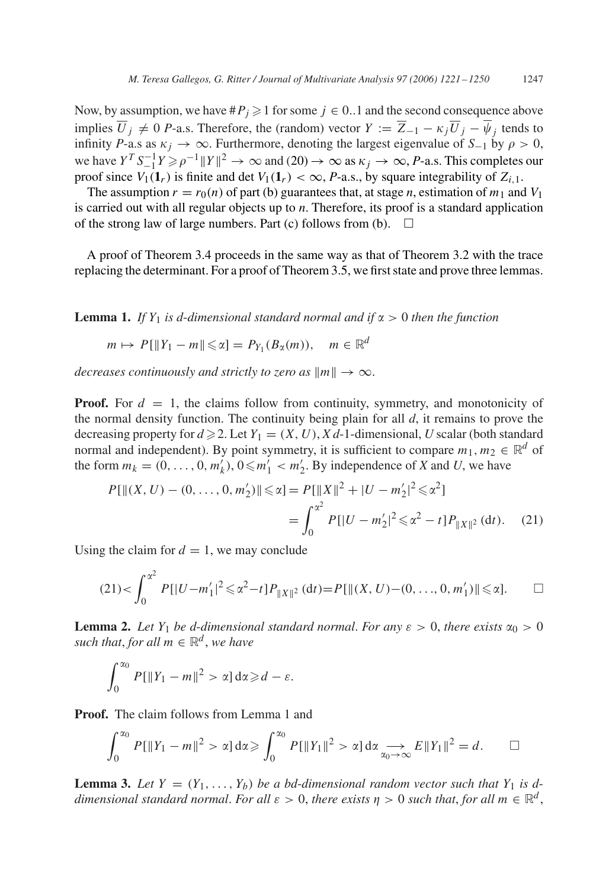Now, by assumption, we have $\#P_j \geqslant 1$ for some $j \in 0..1$ and the second consequence above implies $\overline{U}_j \neq 0$ $P$-a.s. Therefore, the (random) vector $Y := \overline{Z}_{-1} - \kappa_j \overline{U}_j - \overline{\psi}_j$ tends to infinity $P$-a.s as $\kappa_j \to \infty$. Furthermore, denoting the largest eigenvalue of $S_{-1}$ by $\rho > 0$, we have $Y^T S_{-1}^{-1} Y \geqslant \rho^{-1}\|Y\|^2 \to \infty$ and (20) $\to \infty$ as $\kappa_j \to \infty$, $P$-a.s. This completes our proof since $V_1(\mathbf{1}_r)$ is finite and $\det V_1(\mathbf{1}_r) < \infty$, $P$-a.s., by square integrability of $Z_{i,1}$.

The assumption $r = r_0(n)$ of part (b) guarantees that, at stage $n$, estimation of $m_1$ and $V_1$ is carried out with all regular objects up to $n$. Therefore, its proof is a standard application of the strong law of large numbers. Part (c) follows from (b). $\square$

A proof of Theorem 3.4 proceeds in the same way as that of Theorem 3.2 with the trace replacing the determinant. For a proof of Theorem 3.5, we first state and prove three lemmas.

**Lemma 1.** *If $Y_1$ is $d$-dimensional standard normal and if $\alpha > 0$ then the function*

$$m \mapsto P[\|Y_1 - m\| \leqslant \alpha] = P_{Y_1}(B_\alpha(m)), \quad m \in \mathbb{R}^d$$

*decreases continuously and strictly to zero as $\|m\| \to \infty$.*

**Proof.** For $d = 1$, the claims follow from continuity, symmetry, and monotonicity of the normal density function. The continuity being plain for all $d$, it remains to prove the decreasing property for $d \geqslant 2$. Let $Y_1 = (X, U)$, $X$ $d$-1-dimensional, $U$ scalar (both standard normal and independent). By point symmetry, it is sufficient to compare $m_1, m_2 \in \mathbb{R}^d$ of the form $m_k = (0, \ldots, 0, m'_k)$, $0 \leqslant m'_1 < m'_2$. By independence of $X$ and $U$, we have

$$\begin{aligned} P[\|(X, U) - (0, \ldots, 0, m'_2)\| \leqslant \alpha] &= P[\|X\|^2 + |U - m'_2|^2 \leqslant \alpha^2] \\ &= \int_0^{\alpha^2} P[|U - m'_2|^2 \leqslant \alpha^2 - t] P_{\|X\|^2}(\mathrm{d}t). \end{aligned} \tag{21}$$

Using the claim for $d = 1$, we may conclude

$$(21) < \int_0^{\alpha^2} P[|U - m'_1|^2 \leqslant \alpha^2 - t] P_{\|X\|^2}(\mathrm{d}t) = P[\|(X, U) - (0, \ldots, 0, m'_1)\| \leqslant \alpha]. \qquad \square$$

**Lemma 2.** *Let $Y_1$ be $d$-dimensional standard normal. For any $\varepsilon > 0$, there exists $\alpha_0 > 0$ such that, for all $m \in \mathbb{R}^d$, we have*

$$\int_0^{\alpha_0} P[\|Y_1 - m\|^2 > \alpha] \, \mathrm{d}\alpha \geqslant d - \varepsilon.$$

**Proof.** The claim follows from Lemma 1 and

$$\int_0^{\alpha_0} P[\|Y_1 - m\|^2 > \alpha] \, \mathrm{d}\alpha \geqslant \int_0^{\alpha_0} P[\|Y_1\|^2 > \alpha] \, \mathrm{d}\alpha \underset{\alpha_0 \to \infty}{\longrightarrow} E\|Y_1\|^2 = d. \qquad \square$$

**Lemma 3.** *Let $Y = (Y_1, \ldots, Y_b)$ be a $bd$-dimensional random vector such that $Y_1$ is $d$-dimensional standard normal. For all $\varepsilon > 0$, there exists $\eta > 0$ such that, for all $m \in \mathbb{R}^d$,*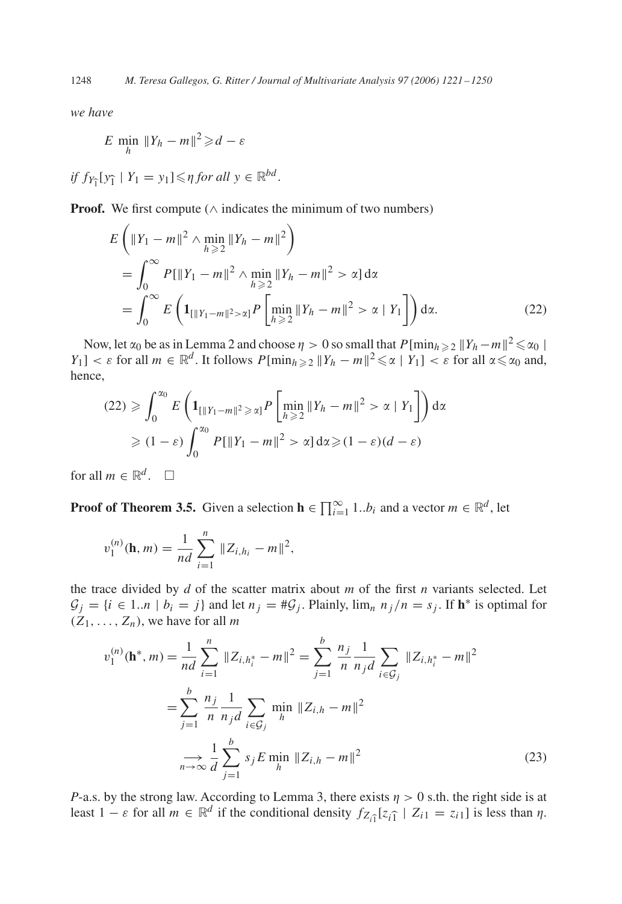*we have*

$$E\ \min_h \|Y_h - m\|^2 \geqslant d - \varepsilon$$

*if* $f_{Y_{\widehat{1}}}[y_{\widehat{1}} \mid Y_1 = y_1] \leqslant \eta$ *for all* $y \in \mathbb{R}^{bd}$.

**Proof.** We first compute ($\wedge$ indicates the minimum of two numbers)

$$\begin{aligned}
&E\left(\|Y_1 - m\|^2 \wedge \min_{h \geqslant 2} \|Y_h - m\|^2\right) \\
&= \int_0^\infty P[\|Y_1 - m\|^2 \wedge \min_{h \geqslant 2} \|Y_h - m\|^2 > \alpha]\, \mathrm{d}\alpha \\
&= \int_0^\infty E\left(\mathbf{1}_{[\|Y_1 - m\|^2 > \alpha]} P\left[\min_{h \geqslant 2} \|Y_h - m\|^2 > \alpha \mid Y_1\right]\right) \mathrm{d}\alpha. \qquad (22)
\end{aligned}$$

Now, let $\alpha_0$ be as in Lemma 2 and choose $\eta > 0$ so small that $P[\min_{h \geqslant 2} \|Y_h - m\|^2 \leqslant \alpha_0 \mid Y_1] < \varepsilon$ for all $m \in \mathbb{R}^d$. It follows $P[\min_{h \geqslant 2} \|Y_h - m\|^2 \leqslant \alpha \mid Y_1] < \varepsilon$ for all $\alpha \leqslant \alpha_0$ and, hence,

$$\begin{aligned}
(22) &\geqslant \int_0^{\alpha_0} E\left(\mathbf{1}_{[\|Y_1 - m\|^2 \geqslant \alpha]} P\left[\min_{h \geqslant 2} \|Y_h - m\|^2 > \alpha \mid Y_1\right]\right) \mathrm{d}\alpha \\
&\geqslant (1 - \varepsilon) \int_0^{\alpha_0} P[\|Y_1 - m\|^2 > \alpha]\, \mathrm{d}\alpha \geqslant (1 - \varepsilon)(d - \varepsilon)
\end{aligned}$$

for all $m \in \mathbb{R}^d$. $\square$

**Proof of Theorem 3.5.** Given a selection $\mathbf{h} \in \prod_{i=1}^{\infty} 1..b_i$ and a vector $m \in \mathbb{R}^d$, let

$$v_1^{(n)}(\mathbf{h}, m) = \frac{1}{nd} \sum_{i=1}^{n} \|Z_{i,h_i} - m\|^2,$$

the trace divided by $d$ of the scatter matrix about $m$ of the first $n$ variants selected. Let $\mathcal{G}_j = \{i \in 1..n \mid b_i = j\}$ and let $n_j = \#\mathcal{G}_j$. Plainly, $\lim_n n_j/n = s_j$. If $\mathbf{h}^*$ is optimal for $(Z_1, \ldots, Z_n)$, we have for all $m$

$$\begin{aligned}
v_1^{(n)}(\mathbf{h}^*, m) &= \frac{1}{nd} \sum_{i=1}^{n} \|Z_{i,h_i^*} - m\|^2 = \sum_{j=1}^{b} \frac{n_j}{n} \frac{1}{n_j d} \sum_{i \in \mathcal{G}_j} \|Z_{i,h_i^*} - m\|^2 \\
&= \sum_{j=1}^{b} \frac{n_j}{n} \frac{1}{n_j d} \sum_{i \in \mathcal{G}_j} \min_h \|Z_{i,h} - m\|^2 \\
&\underset{n \to \infty}{\longrightarrow} \frac{1}{d} \sum_{j=1}^{b} s_j E \min_h \|Z_{i,h} - m\|^2 \qquad (23)
\end{aligned}$$

$P$-a.s. by the strong law. According to Lemma 3, there exists $\eta > 0$ s.th. the right side is at least $1 - \varepsilon$ for all $m \in \mathbb{R}^d$ if the conditional density $f_{Z_{i\widehat{1}}}[z_{i\widehat{1}} \mid Z_{i1} = z_{i1}]$ is less than $\eta$.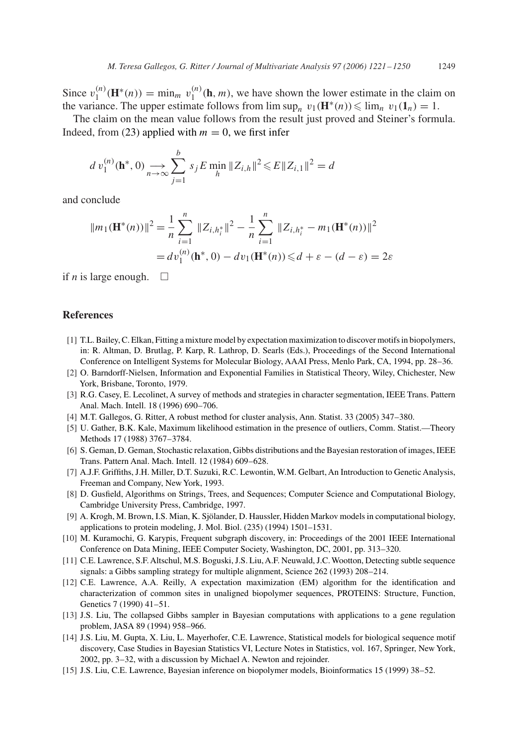Since $v_1^{(n)}(\mathbf{H}^*(n)) = \min_m v_1^{(n)}(\mathbf{h}, m)$, we have shown the lower estimate in the claim on the variance. The upper estimate follows from $\limsup_n v_1(\mathbf{H}^*(n)) \leqslant \lim_n v_1(\mathbf{1}_n) = 1$.

The claim on the mean value follows from the result just proved and Steiner's formula. Indeed, from (23) applied with $m = 0$, we first infer

$$d\, v_1^{(n)}(\mathbf{h}^*, 0) \underset{n\to\infty}{\longrightarrow} \sum_{j=1}^{b} s_j E \min_h \|Z_{i,h}\|^2 \leqslant E\|Z_{i,1}\|^2 = d$$

and conclude

$$\begin{aligned}
\|m_1(\mathbf{H}^*(n))\|^2 &= \frac{1}{n}\sum_{i=1}^{n} \|Z_{i,h_i^*}\|^2 - \frac{1}{n}\sum_{i=1}^{n} \|Z_{i,h_i^*} - m_1(\mathbf{H}^*(n))\|^2 \\
&= d v_1^{(n)}(\mathbf{h}^*, 0) - d v_1(\mathbf{H}^*(n)) \leqslant d + \varepsilon - (d - \varepsilon) = 2\varepsilon
\end{aligned}$$

if $n$ is large enough. $\square$

## References

[1] T.L. Bailey, C. Elkan, Fitting a mixture model by expectation maximization to discover motifs in biopolymers, in: R. Altman, D. Brutlag, P. Karp, R. Lathrop, D. Searls (Eds.), Proceedings of the Second International Conference on Intelligent Systems for Molecular Biology, AAAI Press, Menlo Park, CA, 1994, pp. 28–36.

[2] O. Barndorff-Nielsen, Information and Exponential Families in Statistical Theory, Wiley, Chichester, New York, Brisbane, Toronto, 1979.

[3] R.G. Casey, E. Lecolinet, A survey of methods and strategies in character segmentation, IEEE Trans. Pattern Anal. Mach. Intell. 18 (1996) 690–706.

[4] M.T. Gallegos, G. Ritter, A robust method for cluster analysis, Ann. Statist. 33 (2005) 347–380.

[5] U. Gather, B.K. Kale, Maximum likelihood estimation in the presence of outliers, Comm. Statist.—Theory Methods 17 (1988) 3767–3784.

[6] S. Geman, D. Geman, Stochastic relaxation, Gibbs distributions and the Bayesian restoration of images, IEEE Trans. Pattern Anal. Mach. Intell. 12 (1984) 609–628.

[7] A.J.F. Griffiths, J.H. Miller, D.T. Suzuki, R.C. Lewontin, W.M. Gelbart, An Introduction to Genetic Analysis, Freeman and Company, New York, 1993.

[8] D. Gusfield, Algorithms on Strings, Trees, and Sequences; Computer Science and Computational Biology, Cambridge University Press, Cambridge, 1997.

[9] A. Krogh, M. Brown, I.S. Mian, K. Sjölander, D. Haussler, Hidden Markov models in computational biology, applications to protein modeling, J. Mol. Biol. (235) (1994) 1501–1531.

[10] M. Kuramochi, G. Karypis, Frequent subgraph discovery, in: Proceedings of the 2001 IEEE International Conference on Data Mining, IEEE Computer Society, Washington, DC, 2001, pp. 313–320.

[11] C.E. Lawrence, S.F. Altschul, M.S. Boguski, J.S. Liu, A.F. Neuwald, J.C. Wootton, Detecting subtle sequence signals: a Gibbs sampling strategy for multiple alignment, Science 262 (1993) 208–214.

[12] C.E. Lawrence, A.A. Reilly, A expectation maximization (EM) algorithm for the identification and characterization of common sites in unaligned biopolymer sequences, PROTEINS: Structure, Function, Genetics 7 (1990) 41–51.

[13] J.S. Liu, The collapsed Gibbs sampler in Bayesian computations with applications to a gene regulation problem, JASA 89 (1994) 958–966.

[14] J.S. Liu, M. Gupta, X. Liu, L. Mayerhofer, C.E. Lawrence, Statistical models for biological sequence motif discovery, Case Studies in Bayesian Statistics VI, Lecture Notes in Statistics, vol. 167, Springer, New York, 2002, pp. 3–32, with a discussion by Michael A. Newton and rejoinder.

[15] J.S. Liu, C.E. Lawrence, Bayesian inference on biopolymer models, Bioinformatics 15 (1999) 38–52.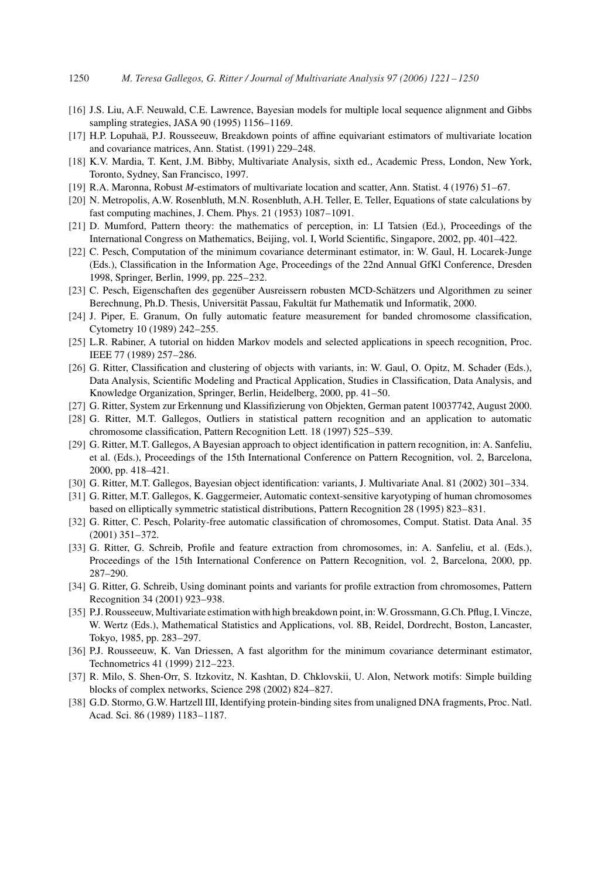[16] J.S. Liu, A.F. Neuwald, C.E. Lawrence, Bayesian models for multiple local sequence alignment and Gibbs sampling strategies, JASA 90 (1995) 1156–1169.

[17] H.P. Lopuhaä, P.J. Rousseeuw, Breakdown points of affine equivariant estimators of multivariate location and covariance matrices, Ann. Statist. (1991) 229–248.

[18] K.V. Mardia, T. Kent, J.M. Bibby, Multivariate Analysis, sixth ed., Academic Press, London, New York, Toronto, Sydney, San Francisco, 1997.

[19] R.A. Maronna, Robust *M*-estimators of multivariate location and scatter, Ann. Statist. 4 (1976) 51–67.

[20] N. Metropolis, A.W. Rosenbluth, M.N. Rosenbluth, A.H. Teller, E. Teller, Equations of state calculations by fast computing machines, J. Chem. Phys. 21 (1953) 1087–1091.

[21] D. Mumford, Pattern theory: the mathematics of perception, in: LI Tatsien (Ed.), Proceedings of the International Congress on Mathematics, Beijing, vol. I, World Scientific, Singapore, 2002, pp. 401–422.

[22] C. Pesch, Computation of the minimum covariance determinant estimator, in: W. Gaul, H. Locarek-Junge (Eds.), Classification in the Information Age, Proceedings of the 22nd Annual GfKl Conference, Dresden 1998, Springer, Berlin, 1999, pp. 225–232.

[23] C. Pesch, Eigenschaften des gegenüber Ausreissern robusten MCD-Schätzers und Algorithmen zu seiner Berechnung, Ph.D. Thesis, Universität Passau, Fakultät fur Mathematik und Informatik, 2000.

[24] J. Piper, E. Granum, On fully automatic feature measurement for banded chromosome classification, Cytometry 10 (1989) 242–255.

[25] L.R. Rabiner, A tutorial on hidden Markov models and selected applications in speech recognition, Proc. IEEE 77 (1989) 257–286.

[26] G. Ritter, Classification and clustering of objects with variants, in: W. Gaul, O. Opitz, M. Schader (Eds.), Data Analysis, Scientific Modeling and Practical Application, Studies in Classification, Data Analysis, and Knowledge Organization, Springer, Berlin, Heidelberg, 2000, pp. 41–50.

[27] G. Ritter, System zur Erkennung und Klassifizierung von Objekten, German patent 10037742, August 2000.

[28] G. Ritter, M.T. Gallegos, Outliers in statistical pattern recognition and an application to automatic chromosome classification, Pattern Recognition Lett. 18 (1997) 525–539.

[29] G. Ritter, M.T. Gallegos, A Bayesian approach to object identification in pattern recognition, in: A. Sanfeliu, et al. (Eds.), Proceedings of the 15th International Conference on Pattern Recognition, vol. 2, Barcelona, 2000, pp. 418–421.

[30] G. Ritter, M.T. Gallegos, Bayesian object identification: variants, J. Multivariate Anal. 81 (2002) 301–334.

[31] G. Ritter, M.T. Gallegos, K. Gaggermeier, Automatic context-sensitive karyotyping of human chromosomes based on elliptically symmetric statistical distributions, Pattern Recognition 28 (1995) 823–831.

[32] G. Ritter, C. Pesch, Polarity-free automatic classification of chromosomes, Comput. Statist. Data Anal. 35 (2001) 351–372.

[33] G. Ritter, G. Schreib, Profile and feature extraction from chromosomes, in: A. Sanfeliu, et al. (Eds.), Proceedings of the 15th International Conference on Pattern Recognition, vol. 2, Barcelona, 2000, pp. 287–290.

[34] G. Ritter, G. Schreib, Using dominant points and variants for profile extraction from chromosomes, Pattern Recognition 34 (2001) 923–938.

[35] P.J. Rousseeuw, Multivariate estimation with high breakdown point, in: W. Grossmann, G.Ch. Pflug, I. Vincze, W. Wertz (Eds.), Mathematical Statistics and Applications, vol. 8B, Reidel, Dordrecht, Boston, Lancaster, Tokyo, 1985, pp. 283–297.

[36] P.J. Rousseeuw, K. Van Driessen, A fast algorithm for the minimum covariance determinant estimator, Technometrics 41 (1999) 212–223.

[37] R. Milo, S. Shen-Orr, S. Itzkovitz, N. Kashtan, D. Chklovskii, U. Alon, Network motifs: Simple building blocks of complex networks, Science 298 (2002) 824–827.

[38] G.D. Stormo, G.W. Hartzell III, Identifying protein-binding sites from unaligned DNA fragments, Proc. Natl. Acad. Sci. 86 (1989) 1183–1187.